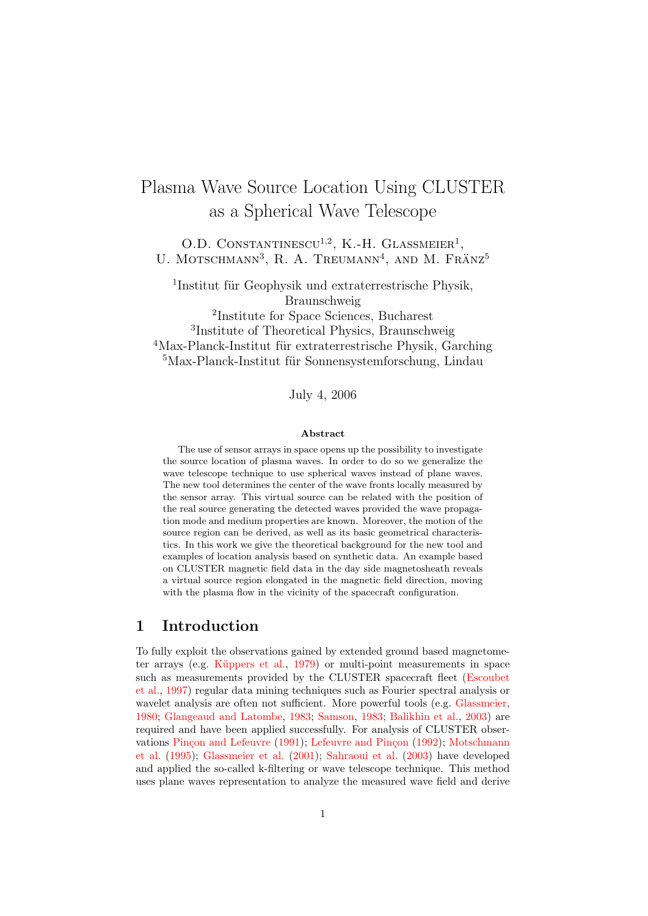# Plasma Wave Source Location Using CLUSTER as a Spherical Wave Telescope

O.D. Constantinescu[1,2], K.-H. Glassmeier[1], U. Motschmann[3], R. A. Treumann[4], and M. Fränz[5]

[1]Institut für Geophysik und extraterrestrische Physik, Braunschweig
[2]Institute for Space Sciences, Bucharest
[3]Institute of Theoretical Physics, Braunschweig
[4]Max-Planck-Institut für extraterrestrische Physik, Garching
[5]Max-Planck-Institut für Sonnensystemforschung, Lindau

July 4, 2006

### Abstract

The use of sensor arrays in space opens up the possibility to investigate the source location of plasma waves. In order to do so we generalize the wave telescope technique to use spherical waves instead of plane waves. The new tool determines the center of the wave fronts locally measured by the sensor array. This virtual source can be related with the position of the real source generating the detected waves provided the wave propagation mode and medium properties are known. Moreover, the motion of the source region can be derived, as well as its basic geometrical characteristics. In this work we give the theoretical background for the new tool and examples of location analysis based on synthetic data. An example based on CLUSTER magnetic field data in the day side magnetosheath reveals a virtual source region elongated in the magnetic field direction, moving with the plasma flow in the vicinity of the spacecraft configuration.

## 1 Introduction

To fully exploit the observations gained by extended ground based magnetometer arrays (e.g. Küppers et al., 1979) or multi-point measurements in space such as measurements provided by the CLUSTER spacecraft fleet (Escoubet et al., 1997) regular data mining techniques such as Fourier spectral analysis or wavelet analysis are often not sufficient. More powerful tools (e.g. Glassmeier, 1980; Glangeaud and Latombe, 1983; Samson, 1983; Balikhin et al., 2003) are required and have been applied successfully. For analysis of CLUSTER observations Pinçon and Lefeuvre (1991); Lefeuvre and Pinçon (1992); Motschmann et al. (1995); Glassmeier et al. (2001); Sahraoui et al. (2003) have developed and applied the so-called k-filtering or wave telescope technique. This method uses plane waves representation to analyze the measured wave field and derive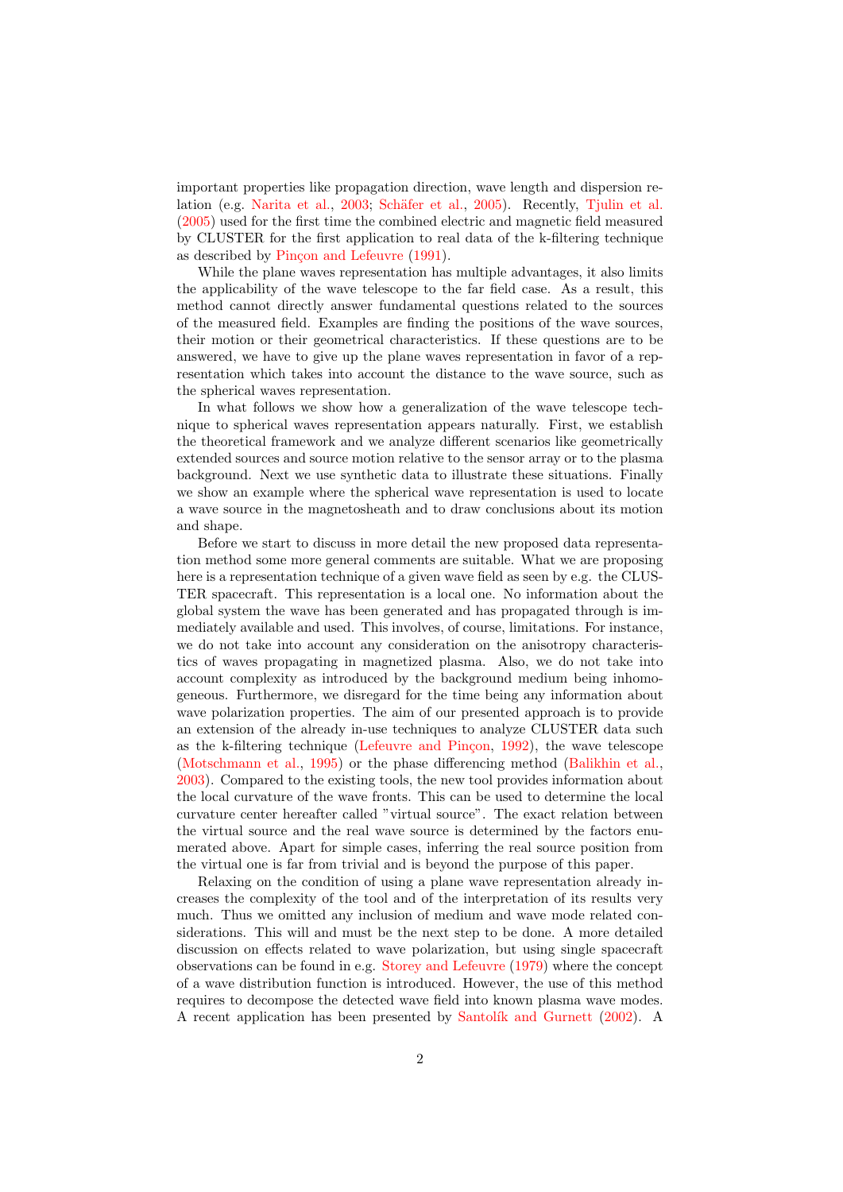important properties like propagation direction, wave length and dispersion relation (e.g. Narita et al., 2003; Schäfer et al., 2005). Recently, Tjulin et al. (2005) used for the first time the combined electric and magnetic field measured by CLUSTER for the first application to real data of the k-filtering technique as described by Pinçon and Lefeuvre (1991).

While the plane waves representation has multiple advantages, it also limits the applicability of the wave telescope to the far field case. As a result, this method cannot directly answer fundamental questions related to the sources of the measured field. Examples are finding the positions of the wave sources, their motion or their geometrical characteristics. If these questions are to be answered, we have to give up the plane waves representation in favor of a representation which takes into account the distance to the wave source, such as the spherical waves representation.

In what follows we show how a generalization of the wave telescope technique to spherical waves representation appears naturally. First, we establish the theoretical framework and we analyze different scenarios like geometrically extended sources and source motion relative to the sensor array or to the plasma background. Next we use synthetic data to illustrate these situations. Finally we show an example where the spherical wave representation is used to locate a wave source in the magnetosheath and to draw conclusions about its motion and shape.

Before we start to discuss in more detail the new proposed data representation method some more general comments are suitable. What we are proposing here is a representation technique of a given wave field as seen by e.g. the CLUSTER spacecraft. This representation is a local one. No information about the global system the wave has been generated and has propagated through is immediately available and used. This involves, of course, limitations. For instance, we do not take into account any consideration on the anisotropy characteristics of waves propagating in magnetized plasma. Also, we do not take into account complexity as introduced by the background medium being inhomogeneous. Furthermore, we disregard for the time being any information about wave polarization properties. The aim of our presented approach is to provide an extension of the already in-use techniques to analyze CLUSTER data such as the k-filtering technique (Lefeuvre and Pinçon, 1992), the wave telescope (Motschmann et al., 1995) or the phase differencing method (Balikhin et al., 2003). Compared to the existing tools, the new tool provides information about the local curvature of the wave fronts. This can be used to determine the local curvature center hereafter called "virtual source". The exact relation between the virtual source and the real wave source is determined by the factors enumerated above. Apart for simple cases, inferring the real source position from the virtual one is far from trivial and is beyond the purpose of this paper.

Relaxing on the condition of using a plane wave representation already increases the complexity of the tool and of the interpretation of its results very much. Thus we omitted any inclusion of medium and wave mode related considerations. This will and must be the next step to be done. A more detailed discussion on effects related to wave polarization, but using single spacecraft observations can be found in e.g. Storey and Lefeuvre (1979) where the concept of a wave distribution function is introduced. However, the use of this method requires to decompose the detected wave field into known plasma wave modes. A recent application has been presented by Santolík and Gurnett (2002). A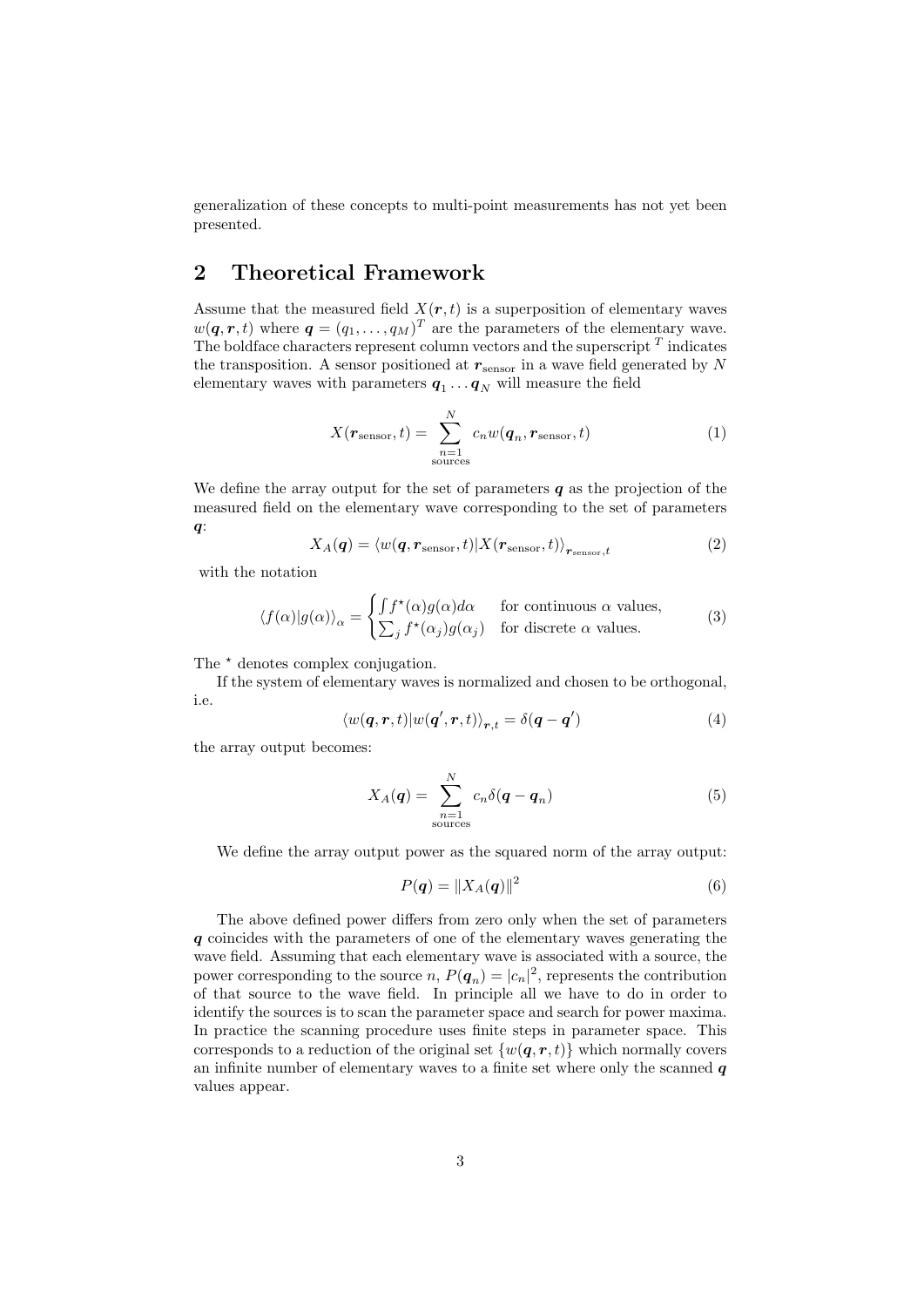generalization of these concepts to multi-point measurements has not yet been presented.

## 2 Theoretical Framework

Assume that the measured field $X(\boldsymbol{r}, t)$ is a superposition of elementary waves $w(\boldsymbol{q}, \boldsymbol{r}, t)$ where $\boldsymbol{q} = (q_1, \ldots, q_M)^T$ are the parameters of the elementary wave. The boldface characters represent column vectors and the superscript $^T$ indicates the transposition. A sensor positioned at $\boldsymbol{r}_{\text{sensor}}$ in a wave field generated by $N$ elementary waves with parameters $\boldsymbol{q}_1 \ldots \boldsymbol{q}_N$ will measure the field

$$X(\boldsymbol{r}_{\text{sensor}}, t) = \sum_{\substack{n=1 \\ \text{sources}}}^{N} c_n w(\boldsymbol{q}_n, \boldsymbol{r}_{\text{sensor}}, t) \tag{1}$$

We define the array output for the set of parameters $\boldsymbol{q}$ as the projection of the measured field on the elementary wave corresponding to the set of parameters $\boldsymbol{q}$:

$$X_A(\boldsymbol{q}) = \langle w(\boldsymbol{q}, \boldsymbol{r}_{\text{sensor}}, t) | X(\boldsymbol{r}_{\text{sensor}}, t) \rangle_{\boldsymbol{r}_{\text{sensor}}, t} \tag{2}$$

with the notation

$$\langle f(\alpha) | g(\alpha) \rangle_\alpha = \begin{cases} \int f^\star(\alpha) g(\alpha) d\alpha & \text{for continuous } \alpha \text{ values,} \\ \sum_j f^\star(\alpha_j) g(\alpha_j) & \text{for discrete } \alpha \text{ values.} \end{cases} \tag{3}$$

The $^\star$ denotes complex conjugation.

If the system of elementary waves is normalized and chosen to be orthogonal, i.e.

$$\langle w(\boldsymbol{q}, \boldsymbol{r}, t) | w(\boldsymbol{q}', \boldsymbol{r}, t) \rangle_{\boldsymbol{r}, t} = \delta(\boldsymbol{q} - \boldsymbol{q}') \tag{4}$$

the array output becomes:

$$X_A(\boldsymbol{q}) = \sum_{\substack{n=1 \\ \text{sources}}}^{N} c_n \delta(\boldsymbol{q} - \boldsymbol{q}_n) \tag{5}$$

We define the array output power as the squared norm of the array output:

$$P(\boldsymbol{q}) = \| X_A(\boldsymbol{q}) \|^2 \tag{6}$$

The above defined power differs from zero only when the set of parameters $\boldsymbol{q}$ coincides with the parameters of one of the elementary waves generating the wave field. Assuming that each elementary wave is associated with a source, the power corresponding to the source $n$, $P(\boldsymbol{q}_n) = |c_n|^2$, represents the contribution of that source to the wave field. In principle all we have to do in order to identify the sources is to scan the parameter space and search for power maxima. In practice the scanning procedure uses finite steps in parameter space. This corresponds to a reduction of the original set $\{w(\boldsymbol{q}, \boldsymbol{r}, t)\}$ which normally covers an infinite number of elementary waves to a finite set where only the scanned $\boldsymbol{q}$ values appear.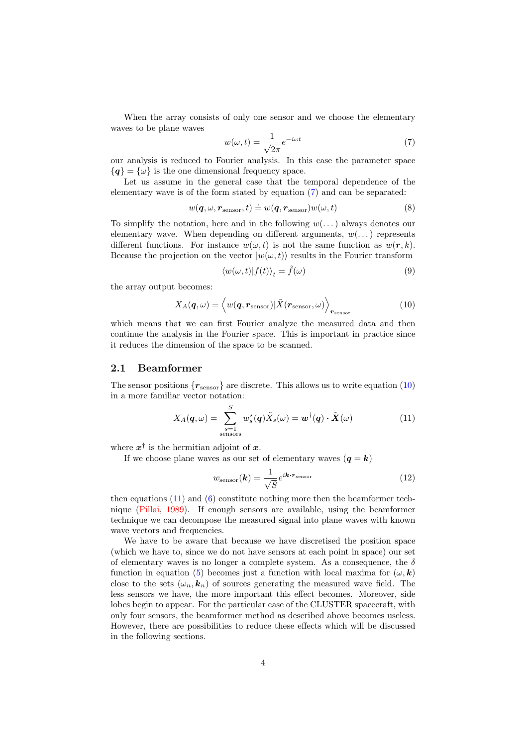When the array consists of only one sensor and we choose the elementary waves to be plane waves

$$w(\omega, t) = \frac{1}{\sqrt{2\pi}} e^{-i\omega t} \tag{7}$$

our analysis is reduced to Fourier analysis. In this case the parameter space $\{\boldsymbol{q}\} = \{\omega\}$ is the one dimensional frequency space.

Let us assume in the general case that the temporal dependence of the elementary wave is of the form stated by equation (7) and can be separated:

$$w(\boldsymbol{q}, \omega, \boldsymbol{r}_{\text{sensor}}, t) \doteq w(\boldsymbol{q}, \boldsymbol{r}_{\text{sensor}}) w(\omega, t) \tag{8}$$

To simplify the notation, here and in the following $w(\dots)$ always denotes our elementary wave. When depending on different arguments, $w(\dots)$ represents different functions. For instance $w(\omega, t)$ is not the same function as $w(\boldsymbol{r}, k)$. Because the projection on the vector $|w(\omega, t)\rangle$ results in the Fourier transform

$$\langle w(\omega, t) | f(t) \rangle_t = \tilde{f}(\omega) \tag{9}$$

the array output becomes:

$$X_A(\boldsymbol{q}, \omega) = \left\langle w(\boldsymbol{q}, \boldsymbol{r}_{\text{sensor}}) | \tilde{X}(\boldsymbol{r}_{\text{sensor}}, \omega) \right\rangle_{\boldsymbol{r}_{\text{sensor}}} \tag{10}$$

which means that we can first Fourier analyze the measured data and then continue the analysis in the Fourier space. This is important in practice since it reduces the dimension of the space to be scanned.

## 2.1 Beamformer

The sensor positions $\{\boldsymbol{r}_{\text{sensor}}\}$ are discrete. This allows us to write equation (10) in a more familiar vector notation:

$$X_A(\boldsymbol{q}, \omega) = \sum_{\substack{s=1 \\ \text{sensors}}}^{S} w_s^\star(\boldsymbol{q}) \tilde{X}_s(\omega) = \boldsymbol{w}^\dagger(\boldsymbol{q}) \cdot \tilde{\boldsymbol{X}}(\omega) \tag{11}$$

where $\boldsymbol{x}^\dagger$ is the hermitian adjoint of $\boldsymbol{x}$.

If we choose plane waves as our set of elementary waves ($\boldsymbol{q} = \boldsymbol{k}$)

$$w_{\text{sensor}}(\boldsymbol{k}) = \frac{1}{\sqrt{S}} e^{i\boldsymbol{k} \cdot \boldsymbol{r}_{\text{sensor}}} \tag{12}$$

then equations (11) and (6) constitute nothing more then the beamformer technique (Pillai, 1989). If enough sensors are available, using the beamformer technique we can decompose the measured signal into plane waves with known wave vectors and frequencies.

We have to be aware that because we have discretised the position space (which we have to, since we do not have sensors at each point in space) our set of elementary waves is no longer a complete system. As a consequence, the $\delta$ function in equation (5) becomes just a function with local maxima for $(\omega, \boldsymbol{k})$ close to the sets $(\omega_n, \boldsymbol{k}_n)$ of sources generating the measured wave field. The less sensors we have, the more important this effect becomes. Moreover, side lobes begin to appear. For the particular case of the CLUSTER spacecraft, with only four sensors, the beamformer method as described above becomes useless. However, there are possibilities to reduce these effects which will be discussed in the following sections.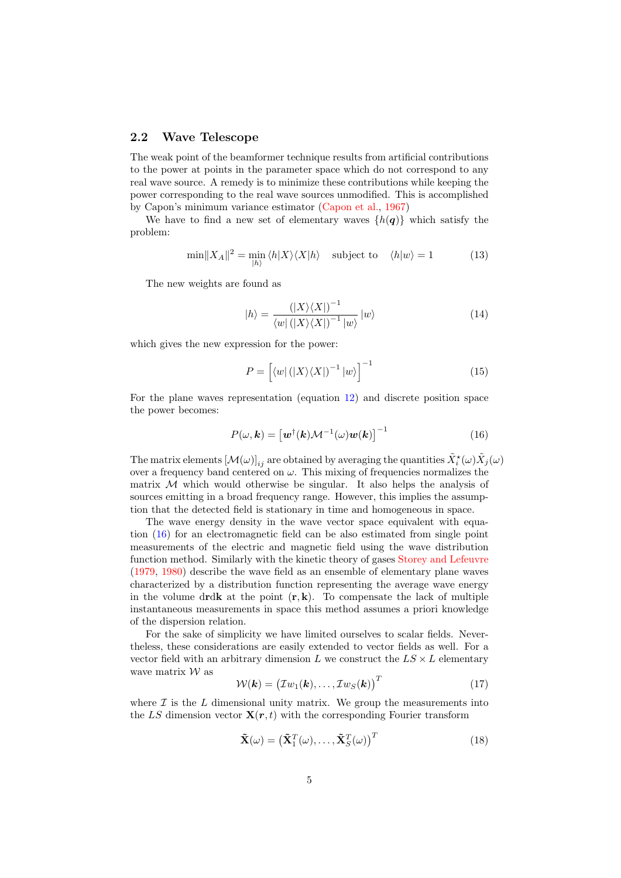### 2.2 Wave Telescope

The weak point of the beamformer technique results from artificial contributions to the power at points in the parameter space which do not correspond to any real wave source. A remedy is to minimize these contributions while keeping the power corresponding to the real wave sources unmodified. This is accomplished by Capon's minimum variance estimator (Capon et al., 1967)

We have to find a new set of elementary waves $\{h(\boldsymbol{q})\}$ which satisfy the problem:

$$\min\|X_A\|^2 = \min_{|h\rangle} \langle h|X\rangle\langle X|h\rangle \quad \text{subject to} \quad \langle h|w\rangle = 1 \tag{13}$$

The new weights are found as

$$|h\rangle = \frac{\left(|X\rangle\langle X|\right)^{-1}}{\langle w|\left(|X\rangle\langle X|\right)^{-1}|w\rangle}\,|w\rangle \tag{14}$$

which gives the new expression for the power:

$$P = \left[\langle w|\left(|X\rangle\langle X|\right)^{-1}|w\rangle\right]^{-1} \tag{15}$$

For the plane waves representation (equation 12) and discrete position space the power becomes:

$$P(\omega, \boldsymbol{k}) = \left[\boldsymbol{w}^{\dagger}(\boldsymbol{k})\mathcal{M}^{-1}(\omega)\boldsymbol{w}(\boldsymbol{k})\right]^{-1} \tag{16}$$

The matrix elements $[\mathcal{M}(\omega)]_{ij}$ are obtained by averaging the quantities $\tilde{X}_i^{\star}(\omega)\tilde{X}_j(\omega)$ over a frequency band centered on $\omega$. This mixing of frequencies normalizes the matrix $\mathcal{M}$ which would otherwise be singular. It also helps the analysis of sources emitting in a broad frequency range. However, this implies the assumption that the detected field is stationary in time and homogeneous in space.

The wave energy density in the wave vector space equivalent with equation (16) for an electromagnetic field can be also estimated from single point measurements of the electric and magnetic field using the wave distribution function method. Similarly with the kinetic theory of gases Storey and Lefeuvre (1979, 1980) describe the wave field as an ensemble of elementary plane waves characterized by a distribution function representing the average wave energy in the volume $d\mathbf{r}d\mathbf{k}$ at the point $(\mathbf{r}, \mathbf{k})$. To compensate the lack of multiple instantaneous measurements in space this method assumes a priori knowledge of the dispersion relation.

For the sake of simplicity we have limited ourselves to scalar fields. Nevertheless, these considerations are easily extended to vector fields as well. For a vector field with an arbitrary dimension $L$ we construct the $LS \times L$ elementary wave matrix $\mathcal{W}$ as

$$\mathcal{W}(\boldsymbol{k}) = \left(\mathcal{I}w_1(\boldsymbol{k}), \ldots, \mathcal{I}w_S(\boldsymbol{k})\right)^T \tag{17}$$

where $\mathcal{I}$ is the $L$ dimensional unity matrix. We group the measurements into the $LS$ dimension vector $\mathbf{X}(\boldsymbol{r}, t)$ with the corresponding Fourier transform

$$\tilde{\mathbf{X}}(\omega) = \left(\tilde{\mathbf{X}}_1^T(\omega), \ldots, \tilde{\mathbf{X}}_S^T(\omega)\right)^T \tag{18}$$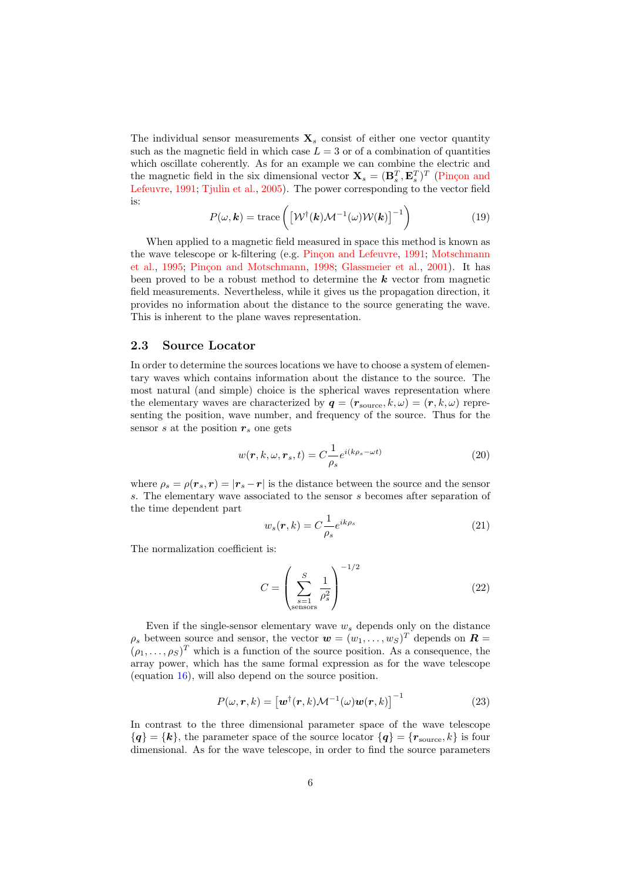The individual sensor measurements $\mathbf{X}_s$ consist of either one vector quantity such as the magnetic field in which case $L = 3$ or of a combination of quantities which oscillate coherently. As for an example we can combine the electric and the magnetic field in the six dimensional vector $\mathbf{X}_s = (\mathbf{B}_s^T, \mathbf{E}_s^T)^T$ (Pinçon and Lefeuvre, 1991; Tjulin et al., 2005). The power corresponding to the vector field is:

$$P(\omega, \boldsymbol{k}) = \text{trace}\left( \left[ \mathcal{W}^{\dagger}(\boldsymbol{k}) \mathcal{M}^{-1}(\omega) \mathcal{W}(\boldsymbol{k}) \right]^{-1} \right) \tag{19}$$

When applied to a magnetic field measured in space this method is known as the wave telescope or k-filtering (e.g. Pinçon and Lefeuvre, 1991; Motschmann et al., 1995; Pinçon and Motschmann, 1998; Glassmeier et al., 2001). It has been proved to be a robust method to determine the $\boldsymbol{k}$ vector from magnetic field measurements. Nevertheless, while it gives us the propagation direction, it provides no information about the distance to the source generating the wave. This is inherent to the plane waves representation.

## 2.3 Source Locator

In order to determine the sources locations we have to choose a system of elementary waves which contains information about the distance to the source. The most natural (and simple) choice is the spherical waves representation where the elementary waves are characterized by $\boldsymbol{q} = (\boldsymbol{r}_{\text{source}}, k, \omega) = (\boldsymbol{r}, k, \omega)$ representing the position, wave number, and frequency of the source. Thus for the sensor $s$ at the position $\boldsymbol{r}_s$ one gets

$$w(\boldsymbol{r}, k, \omega, \boldsymbol{r}_s, t) = C \frac{1}{\rho_s} e^{i(k\rho_s - \omega t)} \tag{20}$$

where $\rho_s = \rho(\boldsymbol{r}_s, \boldsymbol{r}) = |\boldsymbol{r}_s - \boldsymbol{r}|$ is the distance between the source and the sensor $s$. The elementary wave associated to the sensor $s$ becomes after separation of the time dependent part

$$w_s(\boldsymbol{r}, k) = C \frac{1}{\rho_s} e^{ik\rho_s} \tag{21}$$

The normalization coefficient is:

$$C = \left( \sum_{\substack{s=1 \\ \text{sensors}}}^{S} \frac{1}{\rho_s^2} \right)^{-1/2} \tag{22}$$

Even if the single-sensor elementary wave $w_s$ depends only on the distance $\rho_s$ between source and sensor, the vector $\boldsymbol{w} = (w_1, \ldots, w_S)^T$ depends on $\boldsymbol{R} = (\rho_1, \ldots, \rho_S)^T$ which is a function of the source position. As a consequence, the array power, which has the same formal expression as for the wave telescope (equation 16), will also depend on the source position.

$$P(\omega, \boldsymbol{r}, k) = \left[ \boldsymbol{w}^{\dagger}(\boldsymbol{r}, k) \mathcal{M}^{-1}(\omega) \boldsymbol{w}(\boldsymbol{r}, k) \right]^{-1} \tag{23}$$

In contrast to the three dimensional parameter space of the wave telescope $\{\boldsymbol{q}\} = \{\boldsymbol{k}\}$, the parameter space of the source locator $\{\boldsymbol{q}\} = \{\boldsymbol{r}_{\text{source}}, k\}$ is four dimensional. As for the wave telescope, in order to find the source parameters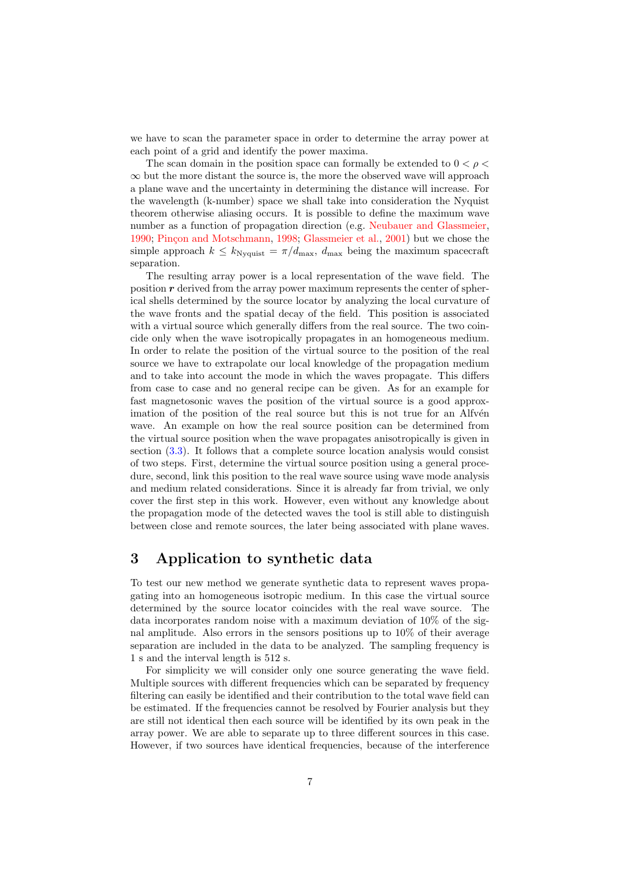we have to scan the parameter space in order to determine the array power at each point of a grid and identify the power maxima.

The scan domain in the position space can formally be extended to $0 < \rho < \infty$ but the more distant the source is, the more the observed wave will approach a plane wave and the uncertainty in determining the distance will increase. For the wavelength (k-number) space we shall take into consideration the Nyquist theorem otherwise aliasing occurs. It is possible to define the maximum wave number as a function of propagation direction (e.g. Neubauer and Glassmeier, 1990; Pinçon and Motschmann, 1998; Glassmeier et al., 2001) but we chose the simple approach $k \leq k_{\text{Nyquist}} = \pi/d_{\text{max}}$, $d_{\text{max}}$ being the maximum spacecraft separation.

The resulting array power is a local representation of the wave field. The position $\boldsymbol{r}$ derived from the array power maximum represents the center of spherical shells determined by the source locator by analyzing the local curvature of the wave fronts and the spatial decay of the field. This position is associated with a virtual source which generally differs from the real source. The two coincide only when the wave isotropically propagates in an homogeneous medium. In order to relate the position of the virtual source to the position of the real source we have to extrapolate our local knowledge of the propagation medium and to take into account the mode in which the waves propagate. This differs from case to case and no general recipe can be given. As for an example for fast magnetosonic waves the position of the virtual source is a good approximation of the position of the real source but this is not true for an Alfvén wave. An example on how the real source position can be determined from the virtual source position when the wave propagates anisotropically is given in section (3.3). It follows that a complete source location analysis would consist of two steps. First, determine the virtual source position using a general procedure, second, link this position to the real wave source using wave mode analysis and medium related considerations. Since it is already far from trivial, we only cover the first step in this work. However, even without any knowledge about the propagation mode of the detected waves the tool is still able to distinguish between close and remote sources, the later being associated with plane waves.

# 3 Application to synthetic data

To test our new method we generate synthetic data to represent waves propagating into an homogeneous isotropic medium. In this case the virtual source determined by the source locator coincides with the real wave source. The data incorporates random noise with a maximum deviation of 10% of the signal amplitude. Also errors in the sensors positions up to 10% of their average separation are included in the data to be analyzed. The sampling frequency is 1 s and the interval length is 512 s.

For simplicity we will consider only one source generating the wave field. Multiple sources with different frequencies which can be separated by frequency filtering can easily be identified and their contribution to the total wave field can be estimated. If the frequencies cannot be resolved by Fourier analysis but they are still not identical then each source will be identified by its own peak in the array power. We are able to separate up to three different sources in this case. However, if two sources have identical frequencies, because of the interference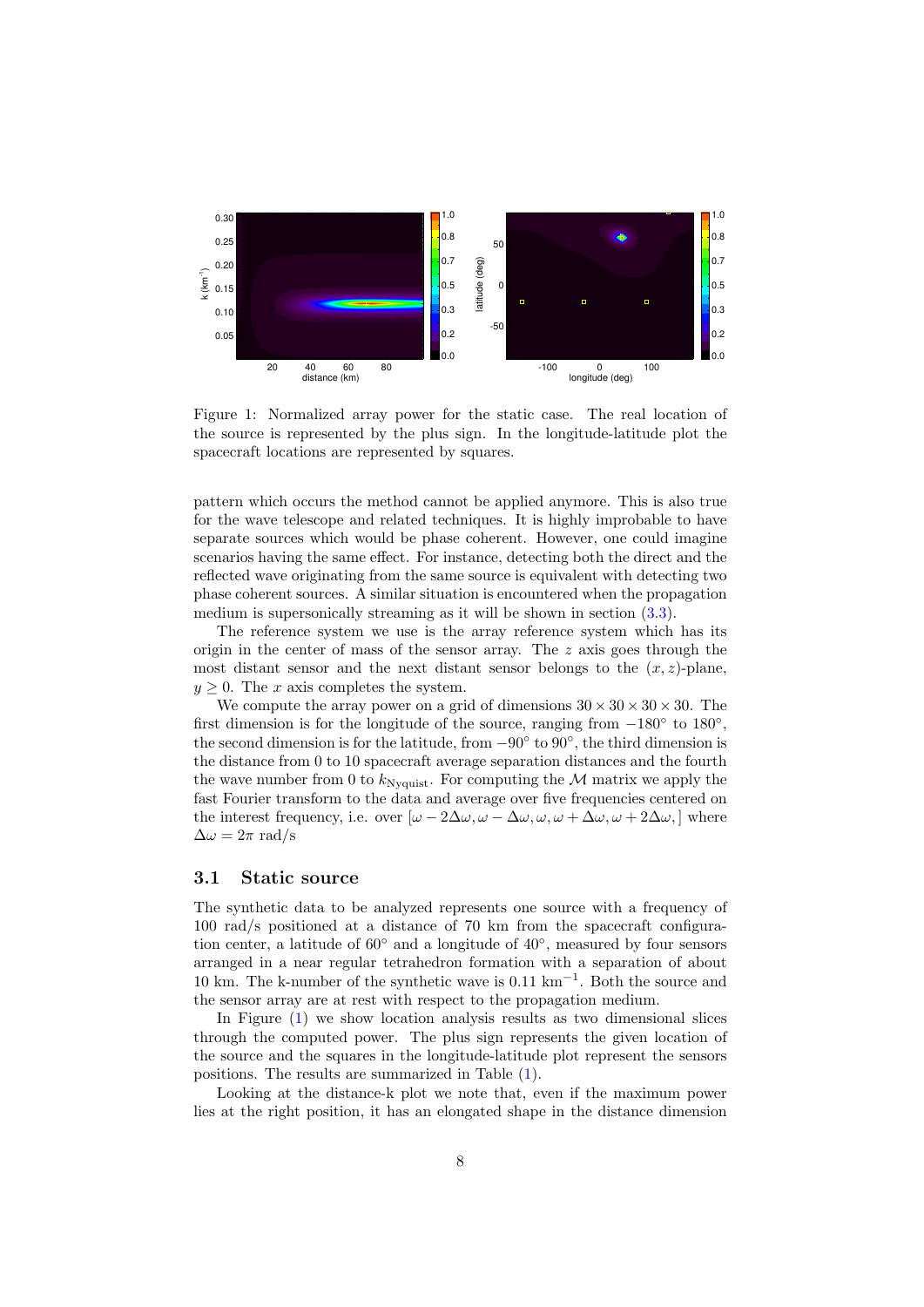Figure 1: Normalized array power for the static case. The real location of the source is represented by the plus sign. In the longitude-latitude plot the spacecraft locations are represented by squares.

pattern which occurs the method cannot be applied anymore. This is also true for the wave telescope and related techniques. It is highly improbable to have separate sources which would be phase coherent. However, one could imagine scenarios having the same effect. For instance, detecting both the direct and the reflected wave originating from the same source is equivalent with detecting two phase coherent sources. A similar situation is encountered when the propagation medium is supersonically streaming as it will be shown in section (3.3).

The reference system we use is the array reference system which has its origin in the center of mass of the sensor array. The $z$ axis goes through the most distant sensor and the next distant sensor belongs to the $(x, z)$-plane, $y \geq 0$. The $x$ axis completes the system.

We compute the array power on a grid of dimensions $30 \times 30 \times 30 \times 30$. The first dimension is for the longitude of the source, ranging from $-180^\circ$ to $180^\circ$, the second dimension is for the latitude, from $-90^\circ$ to $90^\circ$, the third dimension is the distance from 0 to 10 spacecraft average separation distances and the fourth the wave number from 0 to $k_{\text{Nyquist}}$. For computing the $\mathcal{M}$ matrix we apply the fast Fourier transform to the data and average over five frequencies centered on the interest frequency, i.e. over $[\omega - 2\Delta\omega, \omega - \Delta\omega, \omega, \omega + \Delta\omega, \omega + 2\Delta\omega,]$ where $\Delta\omega = 2\pi$ rad/s

### 3.1 Static source

The synthetic data to be analyzed represents one source with a frequency of 100 rad/s positioned at a distance of 70 km from the spacecraft configuration center, a latitude of $60^\circ$ and a longitude of $40^\circ$, measured by four sensors arranged in a near regular tetrahedron formation with a separation of about 10 km. The k-number of the synthetic wave is 0.11 km$^{-1}$. Both the source and the sensor array are at rest with respect to the propagation medium.

In Figure (1) we show location analysis results as two dimensional slices through the computed power. The plus sign represents the given location of the source and the squares in the longitude-latitude plot represent the sensors positions. The results are summarized in Table (1).

Looking at the distance-k plot we note that, even if the maximum power lies at the right position, it has an elongated shape in the distance dimension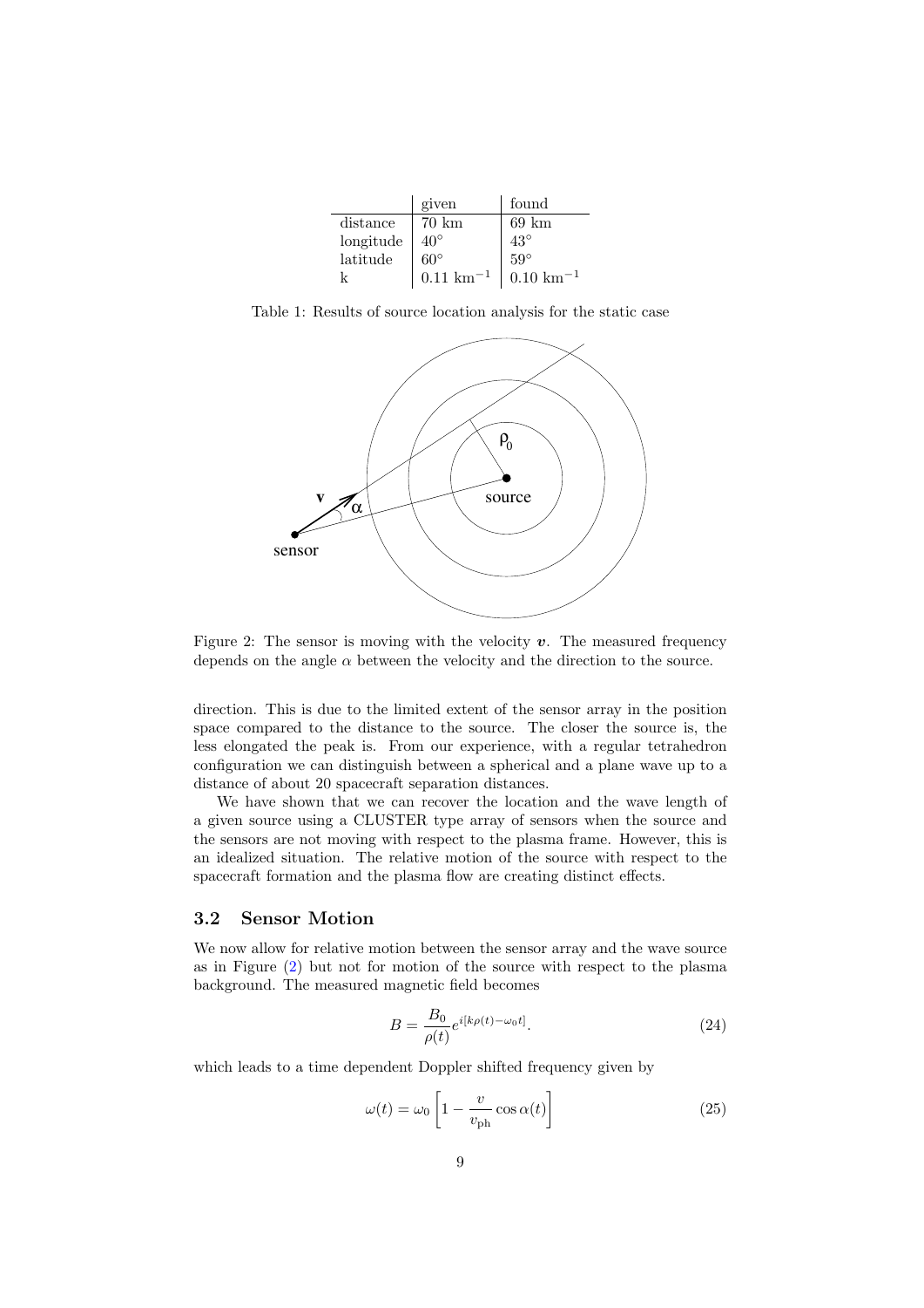| | given | found |
|---|---|---|
| distance | 70 km | 69 km |
| longitude | $40^\circ$ | $43^\circ$ |
| latitude | $60^\circ$ | $59^\circ$ |
| k | $0.11\ \text{km}^{-1}$ | $0.10\ \text{km}^{-1}$ |

Table 1: Results of source location analysis for the static case

Figure 2: The sensor is moving with the velocity $\boldsymbol{v}$. The measured frequency depends on the angle $\alpha$ between the velocity and the direction to the source.

direction. This is due to the limited extent of the sensor array in the position space compared to the distance to the source. The closer the source is, the less elongated the peak is. From our experience, with a regular tetrahedron configuration we can distinguish between a spherical and a plane wave up to a distance of about 20 spacecraft separation distances.

We have shown that we can recover the location and the wave length of a given source using a CLUSTER type array of sensors when the source and the sensors are not moving with respect to the plasma frame. However, this is an idealized situation. The relative motion of the source with respect to the spacecraft formation and the plasma flow are creating distinct effects.

### 3.2 Sensor Motion

We now allow for relative motion between the sensor array and the wave source as in Figure (2) but not for motion of the source with respect to the plasma background. The measured magnetic field becomes

$$B = \frac{B_0}{\rho(t)} e^{i[k\rho(t) - \omega_0 t]}. \tag{24}$$

which leads to a time dependent Doppler shifted frequency given by

$$\omega(t) = \omega_0 \left[ 1 - \frac{v}{v_{\text{ph}}} \cos \alpha(t) \right] \tag{25}$$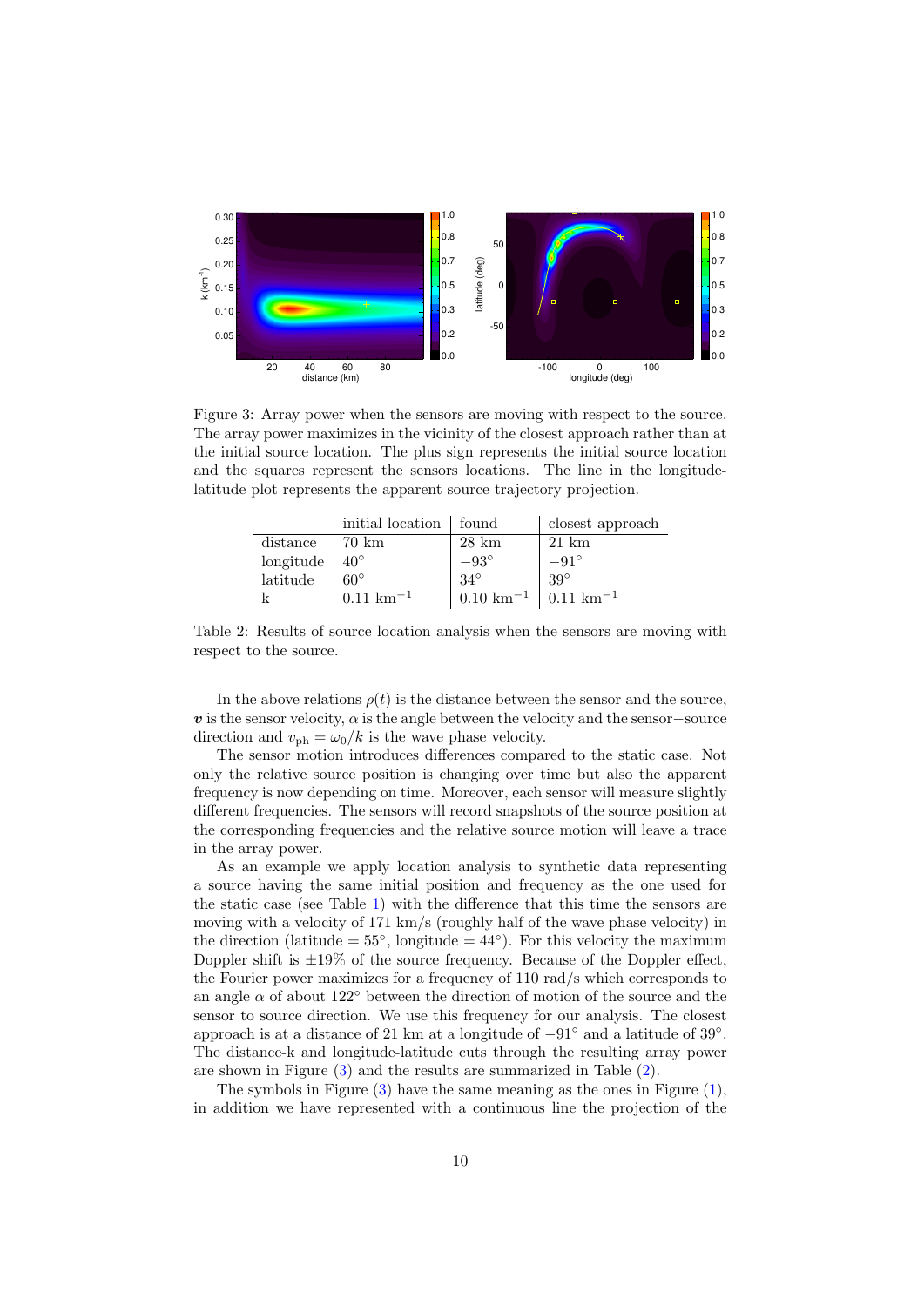Figure 3: Array power when the sensors are moving with respect to the source. The array power maximizes in the vicinity of the closest approach rather than at the initial source location. The plus sign represents the initial source location and the squares represent the sensors locations. The line in the longitude-latitude plot represents the apparent source trajectory projection.

| | initial location | found | closest approach |
|---|---|---|---|
| distance | 70 km | 28 km | 21 km |
| longitude | $40^\circ$ | $-93^\circ$ | $-91^\circ$ |
| latitude | $60^\circ$ | $34^\circ$ | $39^\circ$ |
| k | $0.11\ \text{km}^{-1}$ | $0.10\ \text{km}^{-1}$ | $0.11\ \text{km}^{-1}$ |

Table 2: Results of source location analysis when the sensors are moving with respect to the source.

In the above relations $\rho(t)$ is the distance between the sensor and the source, $\boldsymbol{v}$ is the sensor velocity, $\alpha$ is the angle between the velocity and the sensor−source direction and $v_{\text{ph}} = \omega_0/k$ is the wave phase velocity.

The sensor motion introduces differences compared to the static case. Not only the relative source position is changing over time but also the apparent frequency is now depending on time. Moreover, each sensor will measure slightly different frequencies. The sensors will record snapshots of the source position at the corresponding frequencies and the relative source motion will leave a trace in the array power.

As an example we apply location analysis to synthetic data representing a source having the same initial position and frequency as the one used for the static case (see Table 1) with the difference that this time the sensors are moving with a velocity of 171 km/s (roughly half of the wave phase velocity) in the direction (latitude $= 55^\circ$, longitude $= 44^\circ$). For this velocity the maximum Doppler shift is $\pm 19\%$ of the source frequency. Because of the Doppler effect, the Fourier power maximizes for a frequency of 110 rad/s which corresponds to an angle $\alpha$ of about $122^\circ$ between the direction of motion of the source and the sensor to source direction. We use this frequency for our analysis. The closest approach is at a distance of 21 km at a longitude of $-91^\circ$ and a latitude of $39^\circ$. The distance-k and longitude-latitude cuts through the resulting array power are shown in Figure (3) and the results are summarized in Table (2).

The symbols in Figure (3) have the same meaning as the ones in Figure (1), in addition we have represented with a continuous line the projection of the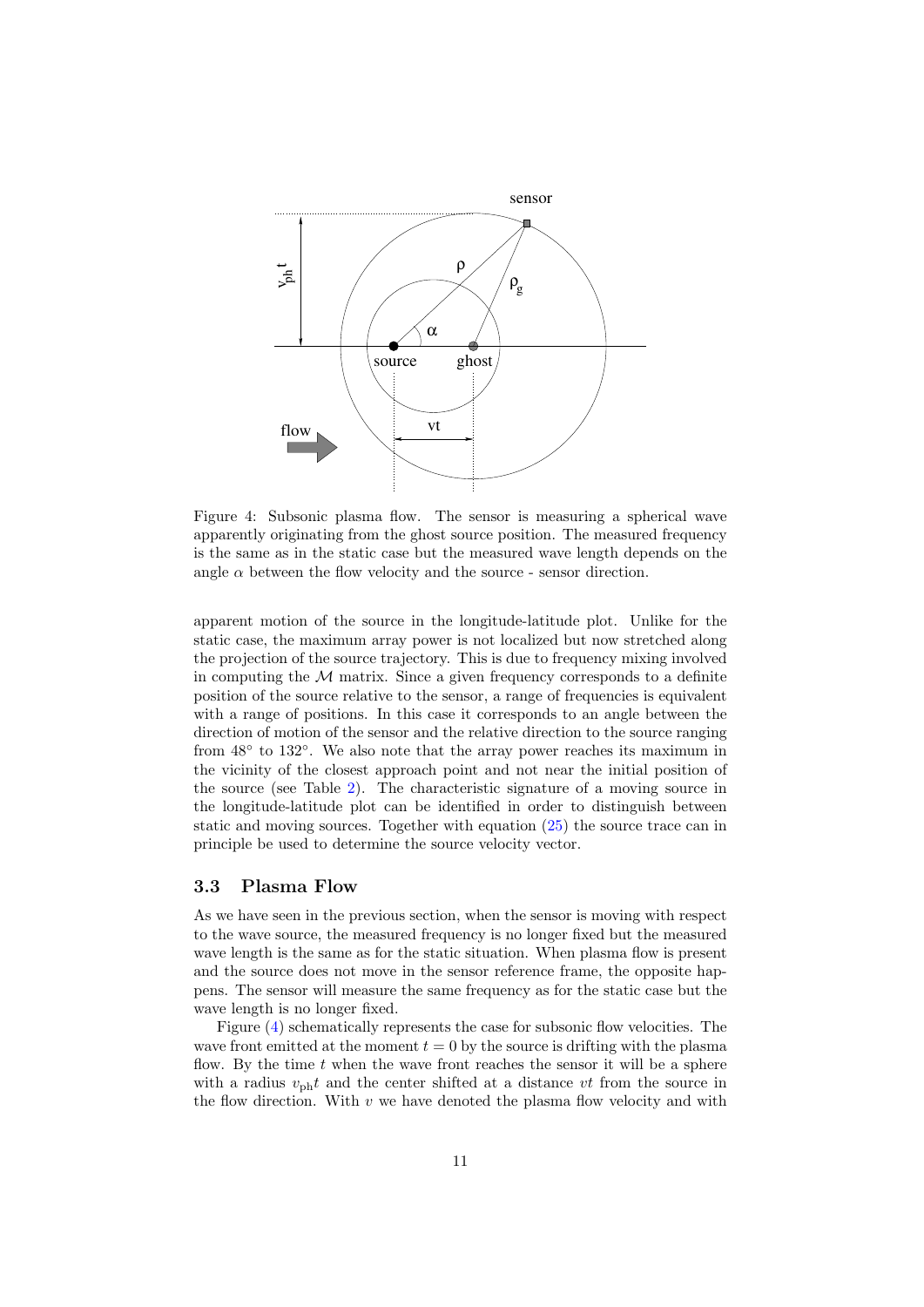Figure 4: Subsonic plasma flow. The sensor is measuring a spherical wave apparently originating from the ghost source position. The measured frequency is the same as in the static case but the measured wave length depends on the angle $\alpha$ between the flow velocity and the source - sensor direction.

apparent motion of the source in the longitude-latitude plot. Unlike for the static case, the maximum array power is not localized but now stretched along the projection of the source trajectory. This is due to frequency mixing involved in computing the $\mathcal{M}$ matrix. Since a given frequency corresponds to a definite position of the source relative to the sensor, a range of frequencies is equivalent with a range of positions. In this case it corresponds to an angle between the direction of motion of the sensor and the relative direction to the source ranging from 48° to 132°. We also note that the array power reaches its maximum in the vicinity of the closest approach point and not near the initial position of the source (see Table 2). The characteristic signature of a moving source in the longitude-latitude plot can be identified in order to distinguish between static and moving sources. Together with equation (25) the source trace can in principle be used to determine the source velocity vector.

## 3.3 Plasma Flow

As we have seen in the previous section, when the sensor is moving with respect to the wave source, the measured frequency is no longer fixed but the measured wave length is the same as for the static situation. When plasma flow is present and the source does not move in the sensor reference frame, the opposite happens. The sensor will measure the same frequency as for the static case but the wave length is no longer fixed.

Figure (4) schematically represents the case for subsonic flow velocities. The wave front emitted at the moment $t = 0$ by the source is drifting with the plasma flow. By the time $t$ when the wave front reaches the sensor it will be a sphere with a radius $v_{\mathrm{ph}}t$ and the center shifted at a distance $vt$ from the source in the flow direction. With $v$ we have denoted the plasma flow velocity and with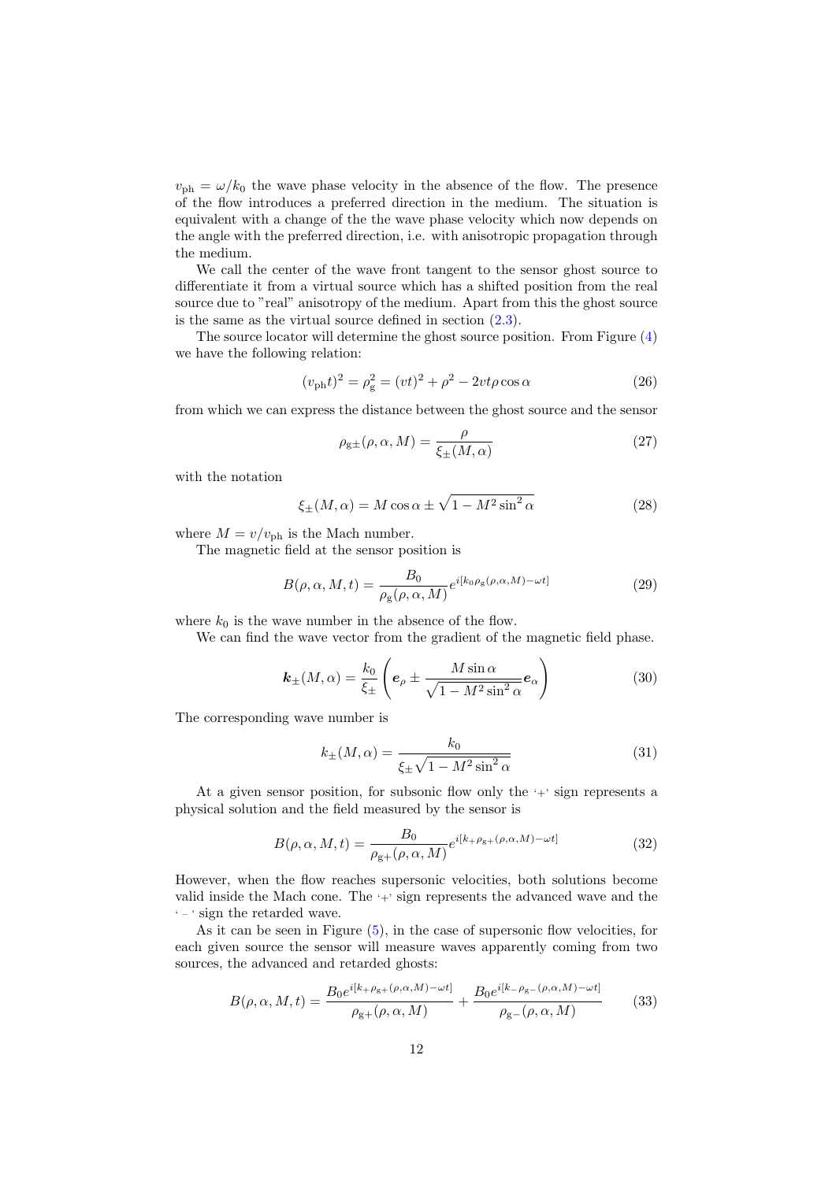$v_{\mathrm{ph}} = \omega/k_0$ the wave phase velocity in the absence of the flow. The presence of the flow introduces a preferred direction in the medium. The situation is equivalent with a change of the the wave phase velocity which now depends on the angle with the preferred direction, i.e. with anisotropic propagation through the medium.

We call the center of the wave front tangent to the sensor ghost source to differentiate it from a virtual source which has a shifted position from the real source due to "real" anisotropy of the medium. Apart from this the ghost source is the same as the virtual source defined in section (2.3).

The source locator will determine the ghost source position. From Figure (4) we have the following relation:

$$(v_{\mathrm{ph}}t)^2 = \rho_{\mathrm{g}}^2 = (vt)^2 + \rho^2 - 2vt\rho\cos\alpha \tag{26}$$

from which we can express the distance between the ghost source and the sensor

$$\rho_{\mathrm{g}\pm}(\rho,\alpha,M) = \frac{\rho}{\xi_\pm(M,\alpha)} \tag{27}$$

with the notation

$$\xi_\pm(M,\alpha) = M\cos\alpha \pm \sqrt{1 - M^2\sin^2\alpha} \tag{28}$$

where $M = v/v_{\mathrm{ph}}$ is the Mach number.

The magnetic field at the sensor position is

$$B(\rho,\alpha,M,t) = \frac{B_0}{\rho_{\mathrm{g}}(\rho,\alpha,M)} e^{i[k_0\rho_{\mathrm{g}}(\rho,\alpha,M) - \omega t]} \tag{29}$$

where $k_0$ is the wave number in the absence of the flow.

We can find the wave vector from the gradient of the magnetic field phase.

$$\boldsymbol{k}_\pm(M,\alpha) = \frac{k_0}{\xi_\pm}\left(\boldsymbol{e}_\rho \pm \frac{M\sin\alpha}{\sqrt{1 - M^2\sin^2\alpha}}\boldsymbol{e}_\alpha\right) \tag{30}$$

The corresponding wave number is

$$k_\pm(M,\alpha) = \frac{k_0}{\xi_\pm\sqrt{1 - M^2\sin^2\alpha}} \tag{31}$$

At a given sensor position, for subsonic flow only the '+' sign represents a physical solution and the field measured by the sensor is

$$B(\rho,\alpha,M,t) = \frac{B_0}{\rho_{\mathrm{g}+}(\rho,\alpha,M)} e^{i[k_+\rho_{\mathrm{g}+}(\rho,\alpha,M) - \omega t]} \tag{32}$$

However, when the flow reaches supersonic velocities, both solutions become valid inside the Mach cone. The '+' sign represents the advanced wave and the '−' sign the retarded wave.

As it can be seen in Figure (5), in the case of supersonic flow velocities, for each given source the sensor will measure waves apparently coming from two sources, the advanced and retarded ghosts:

$$B(\rho,\alpha,M,t) = \frac{B_0 e^{i[k_+\rho_{\mathrm{g}+}(\rho,\alpha,M) - \omega t]}}{\rho_{\mathrm{g}+}(\rho,\alpha,M)} + \frac{B_0 e^{i[k_-\rho_{\mathrm{g}-}(\rho,\alpha,M) - \omega t]}}{\rho_{\mathrm{g}-}(\rho,\alpha,M)} \tag{33}$$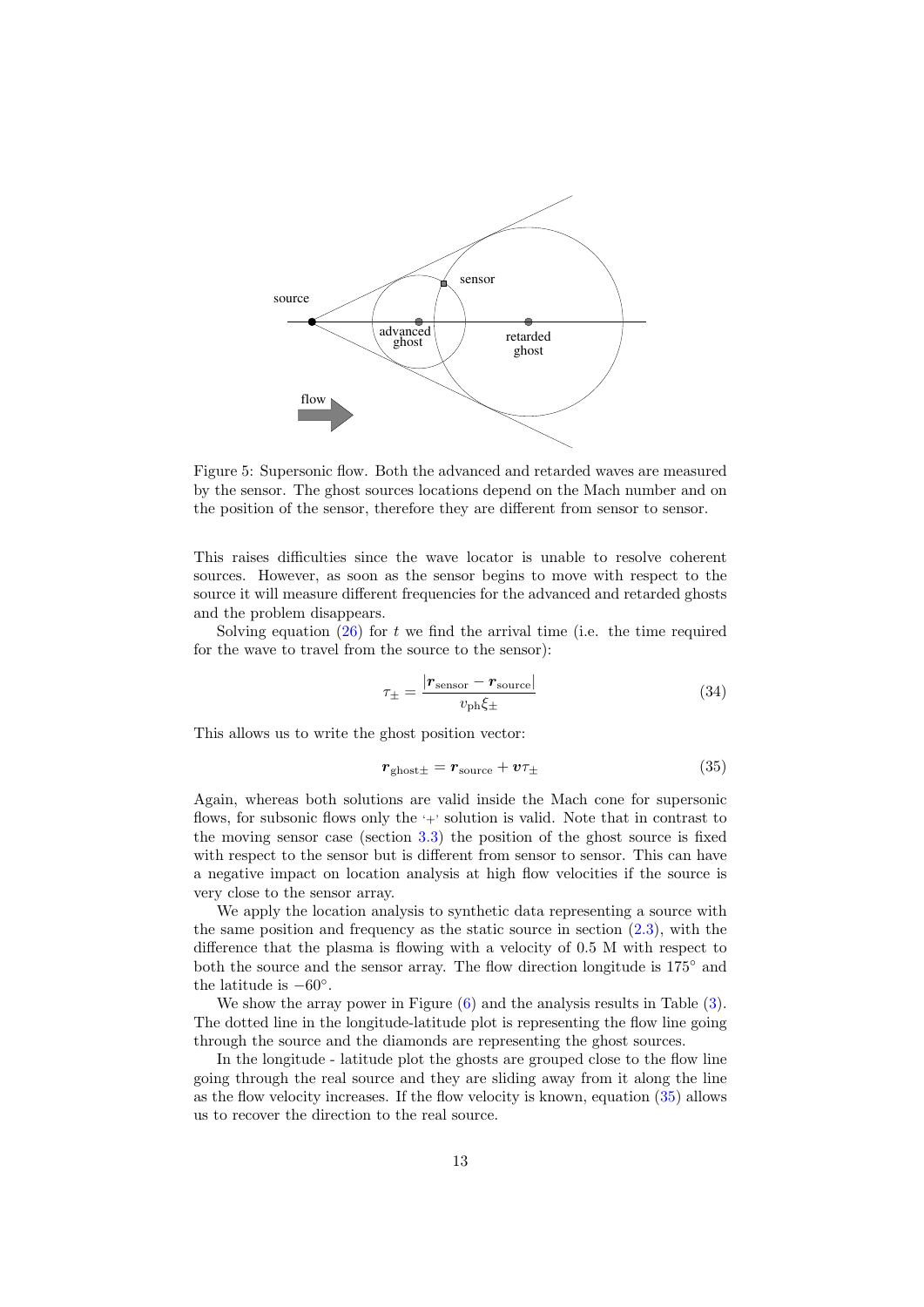Figure 5: Supersonic flow. Both the advanced and retarded waves are measured by the sensor. The ghost sources locations depend on the Mach number and on the position of the sensor, therefore they are different from sensor to sensor.

This raises difficulties since the wave locator is unable to resolve coherent sources. However, as soon as the sensor begins to move with respect to the source it will measure different frequencies for the advanced and retarded ghosts and the problem disappears.

Solving equation (26) for $t$ we find the arrival time (i.e. the time required for the wave to travel from the source to the sensor):

$$\tau_{\pm} = \frac{|\boldsymbol{r}_{\text{sensor}} - \boldsymbol{r}_{\text{source}}|}{v_{\text{ph}}\xi_{\pm}} \tag{34}$$

This allows us to write the ghost position vector:

$$\boldsymbol{r}_{\text{ghost}\pm} = \boldsymbol{r}_{\text{source}} + \boldsymbol{v}\tau_{\pm} \tag{35}$$

Again, whereas both solutions are valid inside the Mach cone for supersonic flows, for subsonic flows only the '+' solution is valid. Note that in contrast to the moving sensor case (section 3.3) the position of the ghost source is fixed with respect to the sensor but is different from sensor to sensor. This can have a negative impact on location analysis at high flow velocities if the source is very close to the sensor array.

We apply the location analysis to synthetic data representing a source with the same position and frequency as the static source in section (2.3), with the difference that the plasma is flowing with a velocity of 0.5 M with respect to both the source and the sensor array. The flow direction longitude is 175° and the latitude is −60°.

We show the array power in Figure (6) and the analysis results in Table (3). The dotted line in the longitude-latitude plot is representing the flow line going through the source and the diamonds are representing the ghost sources.

In the longitude - latitude plot the ghosts are grouped close to the flow line going through the real source and they are sliding away from it along the line as the flow velocity increases. If the flow velocity is known, equation (35) allows us to recover the direction to the real source.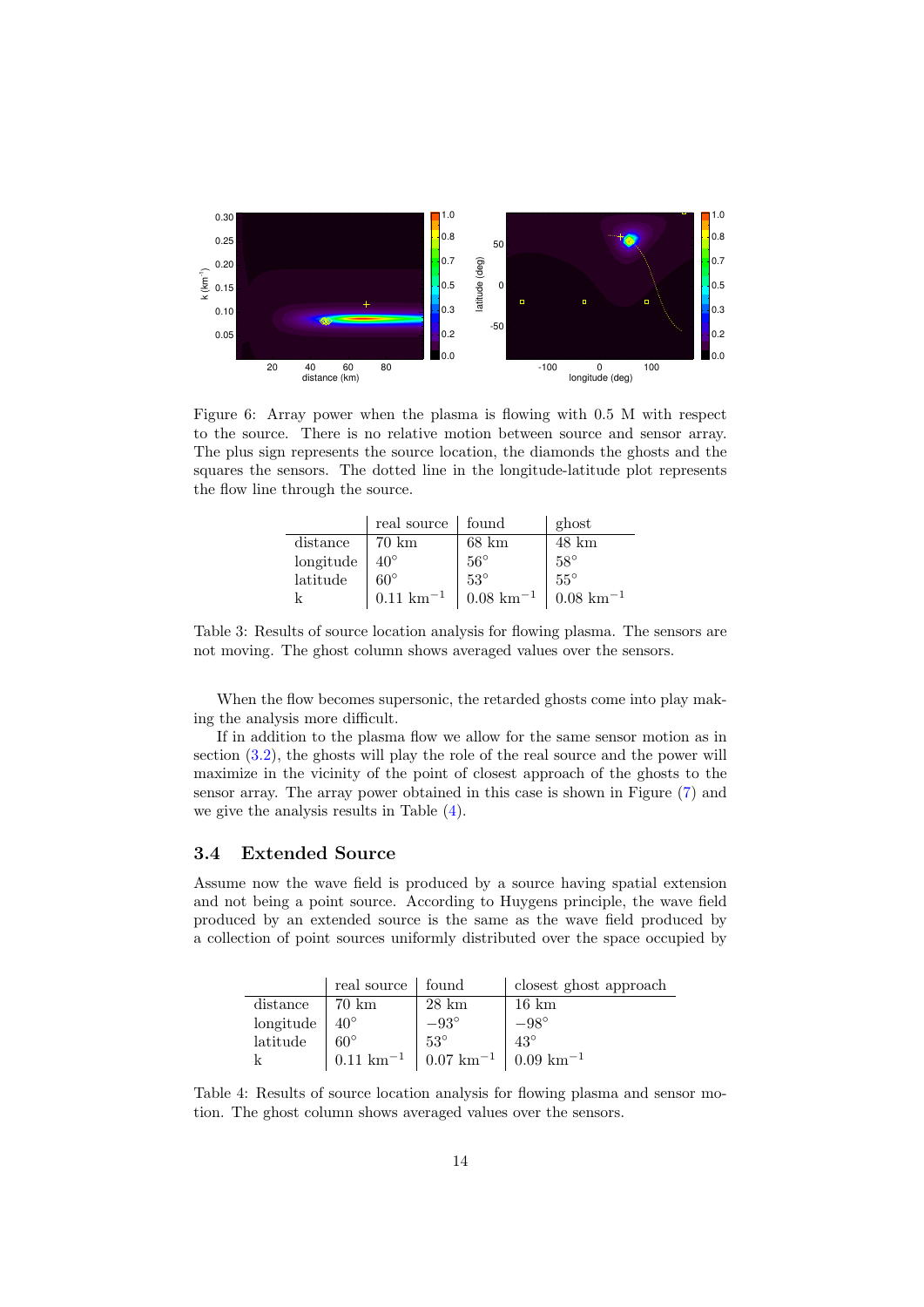Figure 6: Array power when the plasma is flowing with 0.5 M with respect to the source. There is no relative motion between source and sensor array. The plus sign represents the source location, the diamonds the ghosts and the squares the sensors. The dotted line in the longitude-latitude plot represents the flow line through the source.

| | real source | found | ghost |
|---|---|---|---|
| distance | 70 km | 68 km | 48 km |
| longitude | $40^{\circ}$ | $56^{\circ}$ | $58^{\circ}$ |
| latitude | $60^{\circ}$ | $53^{\circ}$ | $55^{\circ}$ |
| k | $0.11\ \mathrm{km}^{-1}$ | $0.08\ \mathrm{km}^{-1}$ | $0.08\ \mathrm{km}^{-1}$ |

Table 3: Results of source location analysis for flowing plasma. The sensors are not moving. The ghost column shows averaged values over the sensors.

When the flow becomes supersonic, the retarded ghosts come into play making the analysis more difficult.

If in addition to the plasma flow we allow for the same sensor motion as in section (3.2), the ghosts will play the role of the real source and the power will maximize in the vicinity of the point of closest approach of the ghosts to the sensor array. The array power obtained in this case is shown in Figure (7) and we give the analysis results in Table (4).

### 3.4 Extended Source

Assume now the wave field is produced by a source having spatial extension and not being a point source. According to Huygens principle, the wave field produced by an extended source is the same as the wave field produced by a collection of point sources uniformly distributed over the space occupied by

| | real source | found | closest ghost approach |
|---|---|---|---|
| distance | 70 km | 28 km | 16 km |
| longitude | $40^{\circ}$ | $-93^{\circ}$ | $-98^{\circ}$ |
| latitude | $60^{\circ}$ | $53^{\circ}$ | $43^{\circ}$ |
| k | $0.11\ \mathrm{km}^{-1}$ | $0.07\ \mathrm{km}^{-1}$ | $0.09\ \mathrm{km}^{-1}$ |

Table 4: Results of source location analysis for flowing plasma and sensor motion. The ghost column shows averaged values over the sensors.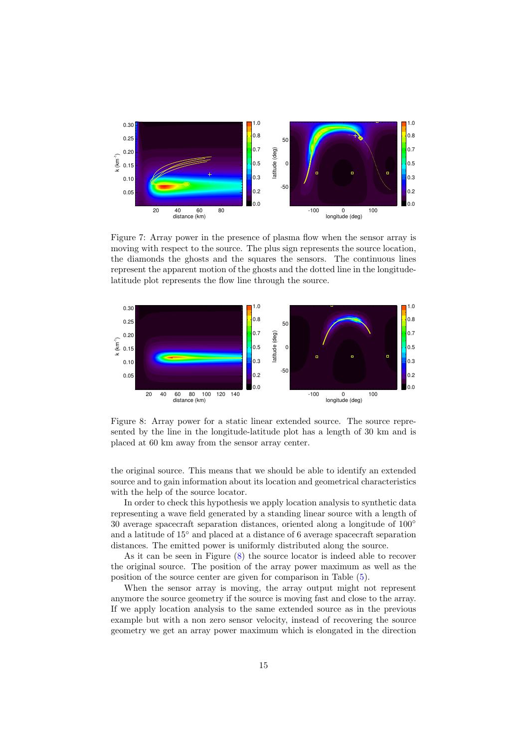Figure 7: Array power in the presence of plasma flow when the sensor array is moving with respect to the source. The plus sign represents the source location, the diamonds the ghosts and the squares the sensors. The continuous lines represent the apparent motion of the ghosts and the dotted line in the longitude-latitude plot represents the flow line through the source.

Figure 8: Array power for a static linear extended source. The source represented by the line in the longitude-latitude plot has a length of 30 km and is placed at 60 km away from the sensor array center.

the original source. This means that we should be able to identify an extended source and to gain information about its location and geometrical characteristics with the help of the source locator.

In order to check this hypothesis we apply location analysis to synthetic data representing a wave field generated by a standing linear source with a length of 30 average spacecraft separation distances, oriented along a longitude of 100° and a latitude of 15° and placed at a distance of 6 average spacecraft separation distances. The emitted power is uniformly distributed along the source.

As it can be seen in Figure (8) the source locator is indeed able to recover the original source. The position of the array power maximum as well as the position of the source center are given for comparison in Table (5).

When the sensor array is moving, the array output might not represent anymore the source geometry if the source is moving fast and close to the array. If we apply location analysis to the same extended source as in the previous example but with a non zero sensor velocity, instead of recovering the source geometry we get an array power maximum which is elongated in the direction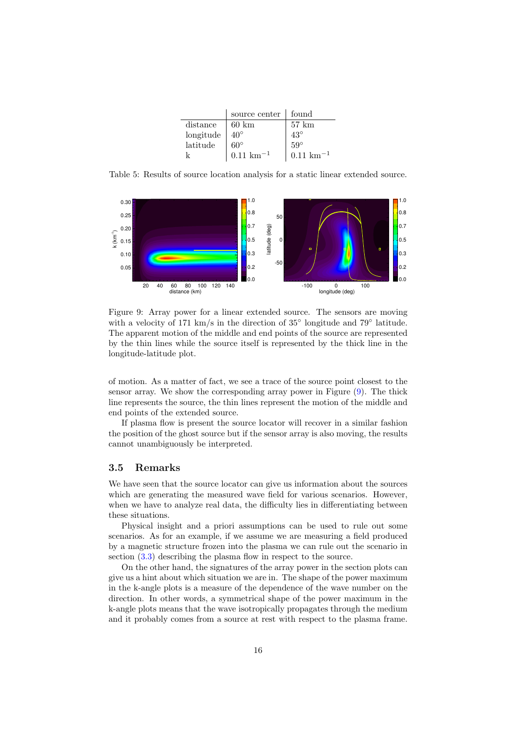|  | source center | found |
|---|---|---|
| distance | 60 km | 57 km |
| longitude | $40^\circ$ | $43^\circ$ |
| latitude | $60^\circ$ | $59^\circ$ |
| k | $0.11\ \mathrm{km}^{-1}$ | $0.11\ \mathrm{km}^{-1}$ |

Table 5: Results of source location analysis for a static linear extended source.

Figure 9: Array power for a linear extended source. The sensors are moving with a velocity of 171 km/s in the direction of $35^\circ$ longitude and $79^\circ$ latitude. The apparent motion of the middle and end points of the source are represented by the thin lines while the source itself is represented by the thick line in the longitude-latitude plot.

of motion. As a matter of fact, we see a trace of the source point closest to the sensor array. We show the corresponding array power in Figure (9). The thick line represents the source, the thin lines represent the motion of the middle and end points of the extended source.

If plasma flow is present the source locator will recover in a similar fashion the position of the ghost source but if the sensor array is also moving, the results cannot unambiguously be interpreted.

## 3.5 Remarks

We have seen that the source locator can give us information about the sources which are generating the measured wave field for various scenarios. However, when we have to analyze real data, the difficulty lies in differentiating between these situations.

Physical insight and a priori assumptions can be used to rule out some scenarios. As for an example, if we assume we are measuring a field produced by a magnetic structure frozen into the plasma we can rule out the scenario in section (3.3) describing the plasma flow in respect to the source.

On the other hand, the signatures of the array power in the section plots can give us a hint about which situation we are in. The shape of the power maximum in the k-angle plots is a measure of the dependence of the wave number on the direction. In other words, a symmetrical shape of the power maximum in the k-angle plots means that the wave isotropically propagates through the medium and it probably comes from a source at rest with respect to the plasma frame.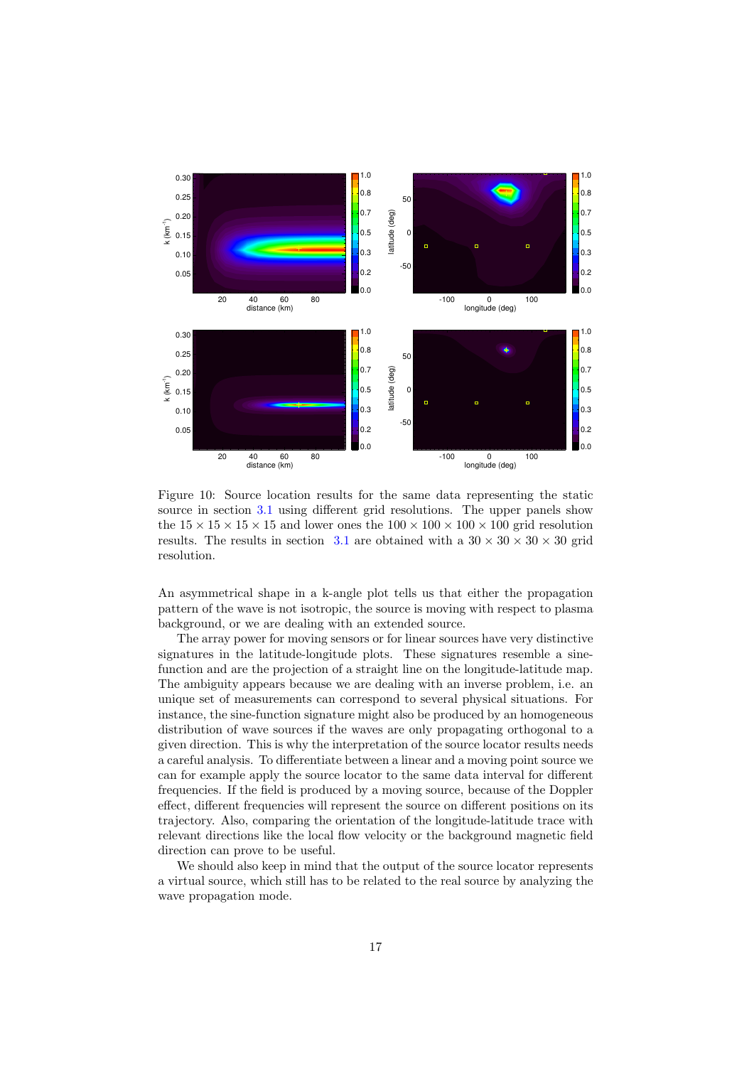Figure 10: Source location results for the same data representing the static source in section 3.1 using different grid resolutions. The upper panels show the $15 \times 15 \times 15 \times 15$ and lower ones the $100 \times 100 \times 100 \times 100$ grid resolution results. The results in section 3.1 are obtained with a $30 \times 30 \times 30 \times 30$ grid resolution.

An asymmetrical shape in a k-angle plot tells us that either the propagation pattern of the wave is not isotropic, the source is moving with respect to plasma background, or we are dealing with an extended source.

The array power for moving sensors or for linear sources have very distinctive signatures in the latitude-longitude plots. These signatures resemble a sine-function and are the projection of a straight line on the longitude-latitude map. The ambiguity appears because we are dealing with an inverse problem, i.e. an unique set of measurements can correspond to several physical situations. For instance, the sine-function signature might also be produced by an homogeneous distribution of wave sources if the waves are only propagating orthogonal to a given direction. This is why the interpretation of the source locator results needs a careful analysis. To differentiate between a linear and a moving point source we can for example apply the source locator to the same data interval for different frequencies. If the field is produced by a moving source, because of the Doppler effect, different frequencies will represent the source on different positions on its trajectory. Also, comparing the orientation of the longitude-latitude trace with relevant directions like the local flow velocity or the background magnetic field direction can prove to be useful.

We should also keep in mind that the output of the source locator represents a virtual source, which still has to be related to the real source by analyzing the wave propagation mode.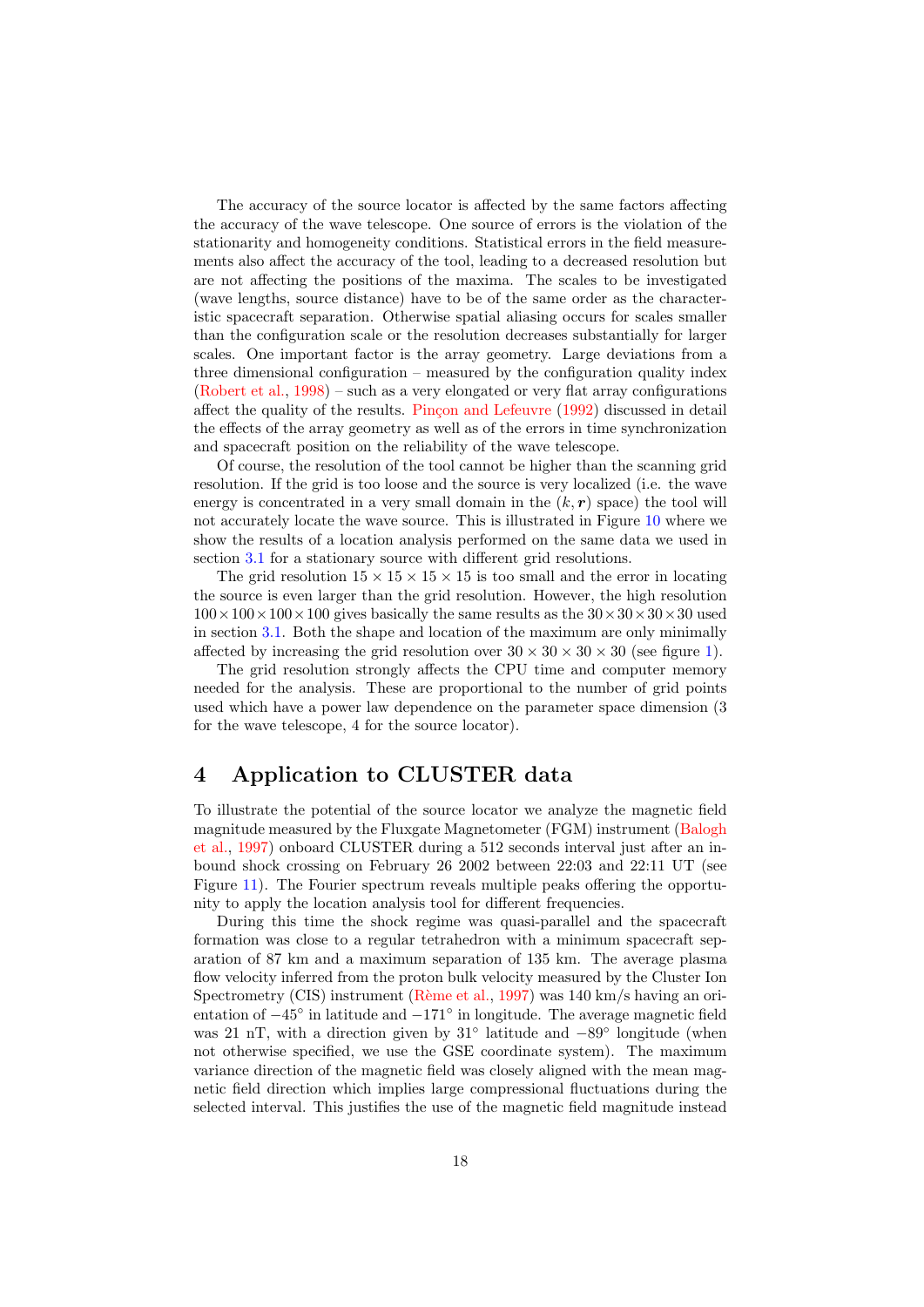The accuracy of the source locator is affected by the same factors affecting the accuracy of the wave telescope. One source of errors is the violation of the stationarity and homogeneity conditions. Statistical errors in the field measurements also affect the accuracy of the tool, leading to a decreased resolution but are not affecting the positions of the maxima. The scales to be investigated (wave lengths, source distance) have to be of the same order as the characteristic spacecraft separation. Otherwise spatial aliasing occurs for scales smaller than the configuration scale or the resolution decreases substantially for larger scales. One important factor is the array geometry. Large deviations from a three dimensional configuration – measured by the configuration quality index (Robert et al., 1998) – such as a very elongated or very flat array configurations affect the quality of the results. Pinçon and Lefeuvre (1992) discussed in detail the effects of the array geometry as well as of the errors in time synchronization and spacecraft position on the reliability of the wave telescope.

Of course, the resolution of the tool cannot be higher than the scanning grid resolution. If the grid is too loose and the source is very localized (i.e. the wave energy is concentrated in a very small domain in the $(k, \boldsymbol{r})$ space) the tool will not accurately locate the wave source. This is illustrated in Figure 10 where we show the results of a location analysis performed on the same data we used in section 3.1 for a stationary source with different grid resolutions.

The grid resolution $15 \times 15 \times 15 \times 15$ is too small and the error in locating the source is even larger than the grid resolution. However, the high resolution $100 \times 100 \times 100 \times 100$ gives basically the same results as the $30 \times 30 \times 30 \times 30$ used in section 3.1. Both the shape and location of the maximum are only minimally affected by increasing the grid resolution over $30 \times 30 \times 30 \times 30$ (see figure 1).

The grid resolution strongly affects the CPU time and computer memory needed for the analysis. These are proportional to the number of grid points used which have a power law dependence on the parameter space dimension (3 for the wave telescope, 4 for the source locator).

# 4 Application to CLUSTER data

To illustrate the potential of the source locator we analyze the magnetic field magnitude measured by the Fluxgate Magnetometer (FGM) instrument (Balogh et al., 1997) onboard CLUSTER during a 512 seconds interval just after an inbound shock crossing on February 26 2002 between 22:03 and 22:11 UT (see Figure 11). The Fourier spectrum reveals multiple peaks offering the opportunity to apply the location analysis tool for different frequencies.

During this time the shock regime was quasi-parallel and the spacecraft formation was close to a regular tetrahedron with a minimum spacecraft separation of 87 km and a maximum separation of 135 km. The average plasma flow velocity inferred from the proton bulk velocity measured by the Cluster Ion Spectrometry (CIS) instrument (Rème et al., 1997) was 140 km/s having an orientation of $-45^\circ$ in latitude and $-171^\circ$ in longitude. The average magnetic field was 21 nT, with a direction given by $31^\circ$ latitude and $-89^\circ$ longitude (when not otherwise specified, we use the GSE coordinate system). The maximum variance direction of the magnetic field was closely aligned with the mean magnetic field direction which implies large compressional fluctuations during the selected interval. This justifies the use of the magnetic field magnitude instead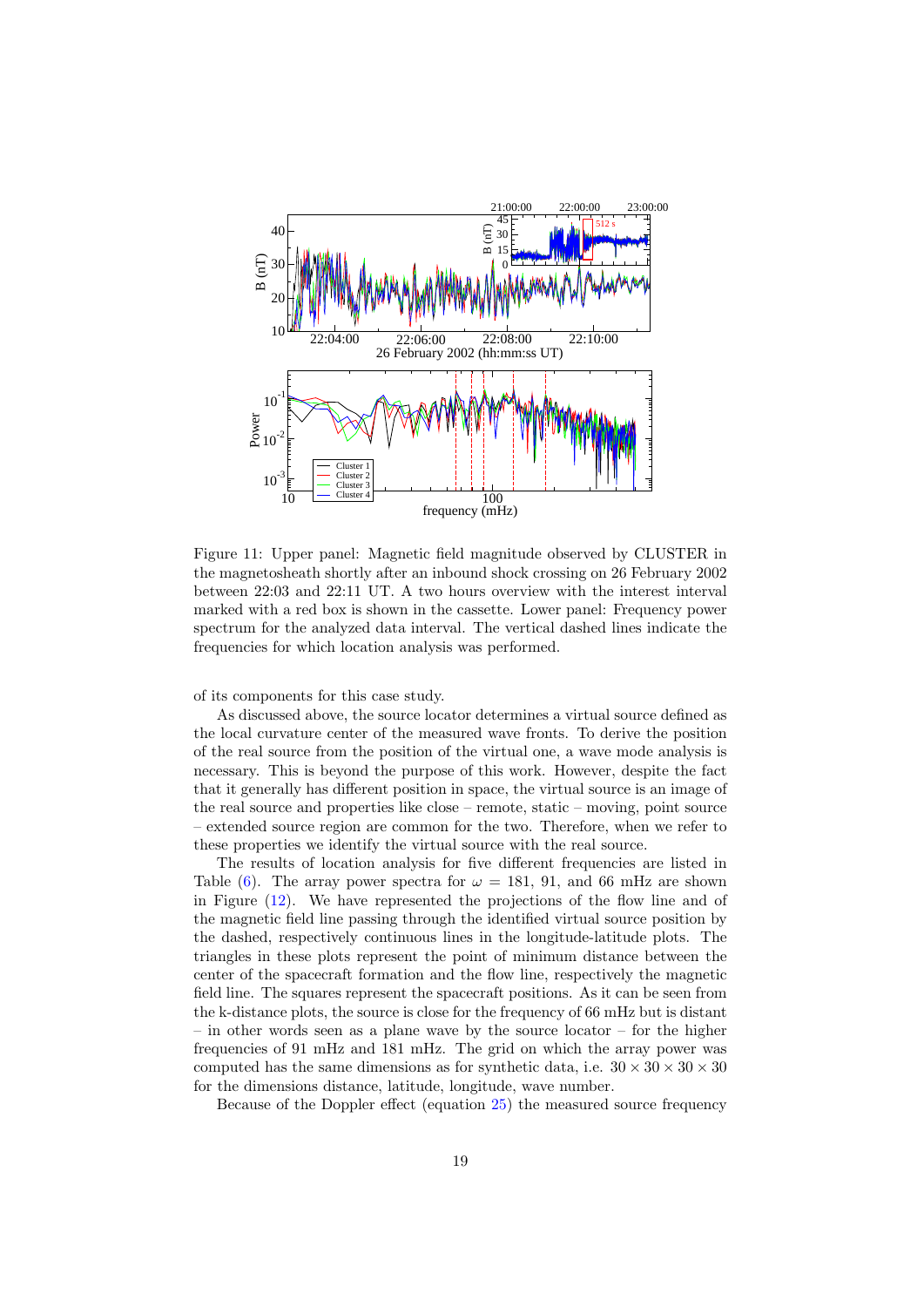Figure 11: Upper panel: Magnetic field magnitude observed by CLUSTER in the magnetosheath shortly after an inbound shock crossing on 26 February 2002 between 22:03 and 22:11 UT. A two hours overview with the interest interval marked with a red box is shown in the cassette. Lower panel: Frequency power spectrum for the analyzed data interval. The vertical dashed lines indicate the frequencies for which location analysis was performed.

of its components for this case study.

As discussed above, the source locator determines a virtual source defined as the local curvature center of the measured wave fronts. To derive the position of the real source from the position of the virtual one, a wave mode analysis is necessary. This is beyond the purpose of this work. However, despite the fact that it generally has different position in space, the virtual source is an image of the real source and properties like close – remote, static – moving, point source – extended source region are common for the two. Therefore, when we refer to these properties we identify the virtual source with the real source.

The results of location analysis for five different frequencies are listed in Table (6). The array power spectra for $\omega$ = 181, 91, and 66 mHz are shown in Figure (12). We have represented the projections of the flow line and of the magnetic field line passing through the identified virtual source position by the dashed, respectively continuous lines in the longitude-latitude plots. The triangles in these plots represent the point of minimum distance between the center of the spacecraft formation and the flow line, respectively the magnetic field line. The squares represent the spacecraft positions. As it can be seen from the k-distance plots, the source is close for the frequency of 66 mHz but is distant – in other words seen as a plane wave by the source locator – for the higher frequencies of 91 mHz and 181 mHz. The grid on which the array power was computed has the same dimensions as for synthetic data, i.e. $30 \times 30 \times 30 \times 30$ for the dimensions distance, latitude, longitude, wave number.

Because of the Doppler effect (equation 25) the measured source frequency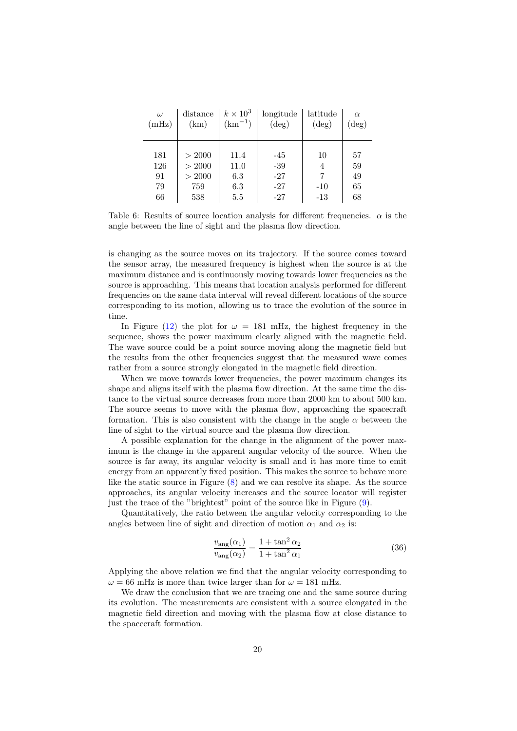| $\omega$ (mHz) | distance (km) | $k \times 10^3$ ($\mathrm{km}^{-1}$) | longitude (deg) | latitude (deg) | $\alpha$ (deg) |
|---|---|---|---|---|---|
| 181 | $> 2000$ | 11.4 | -45 | 10 | 57 |
| 126 | $> 2000$ | 11.0 | -39 | 4 | 59 |
| 91 | $> 2000$ | 6.3 | -27 | 7 | 49 |
| 79 | 759 | 6.3 | -27 | -10 | 65 |
| 66 | 538 | 5.5 | -27 | -13 | 68 |

Table 6: Results of source location analysis for different frequencies. $\alpha$ is the angle between the line of sight and the plasma flow direction.

is changing as the source moves on its trajectory. If the source comes toward the sensor array, the measured frequency is highest when the source is at the maximum distance and is continuously moving towards lower frequencies as the source is approaching. This means that location analysis performed for different frequencies on the same data interval will reveal different locations of the source corresponding to its motion, allowing us to trace the evolution of the source in time.

In Figure (12) the plot for $\omega = 181$ mHz, the highest frequency in the sequence, shows the power maximum clearly aligned with the magnetic field. The wave source could be a point source moving along the magnetic field but the results from the other frequencies suggest that the measured wave comes rather from a source strongly elongated in the magnetic field direction.

When we move towards lower frequencies, the power maximum changes its shape and aligns itself with the plasma flow direction. At the same time the distance to the virtual source decreases from more than 2000 km to about 500 km. The source seems to move with the plasma flow, approaching the spacecraft formation. This is also consistent with the change in the angle $\alpha$ between the line of sight to the virtual source and the plasma flow direction.

A possible explanation for the change in the alignment of the power maximum is the change in the apparent velocity of the source. When the source is far away, its angular velocity is small and it has more time to emit energy from an apparently fixed position. This makes the source to behave more like the static source in Figure (8) and we can resolve its shape. As the source approaches, its angular velocity increases and the source locator will register just the trace of the "brightest" point of the source like in Figure (9).

Quantitatively, the ratio between the angular velocity corresponding to the angles between line of sight and direction of motion $\alpha_1$ and $\alpha_2$ is:

$$\frac{v_{\mathrm{ang}}(\alpha_1)}{v_{\mathrm{ang}}(\alpha_2)} = \frac{1 + \tan^2 \alpha_2}{1 + \tan^2 \alpha_1} \tag{36}$$

Applying the above relation we find that the angular velocity corresponding to $\omega = 66$ mHz is more than twice larger than for $\omega = 181$ mHz.

We draw the conclusion that we are tracing one and the same source during its evolution. The measurements are consistent with a source elongated in the magnetic field direction and moving with the plasma flow at close distance to the spacecraft formation.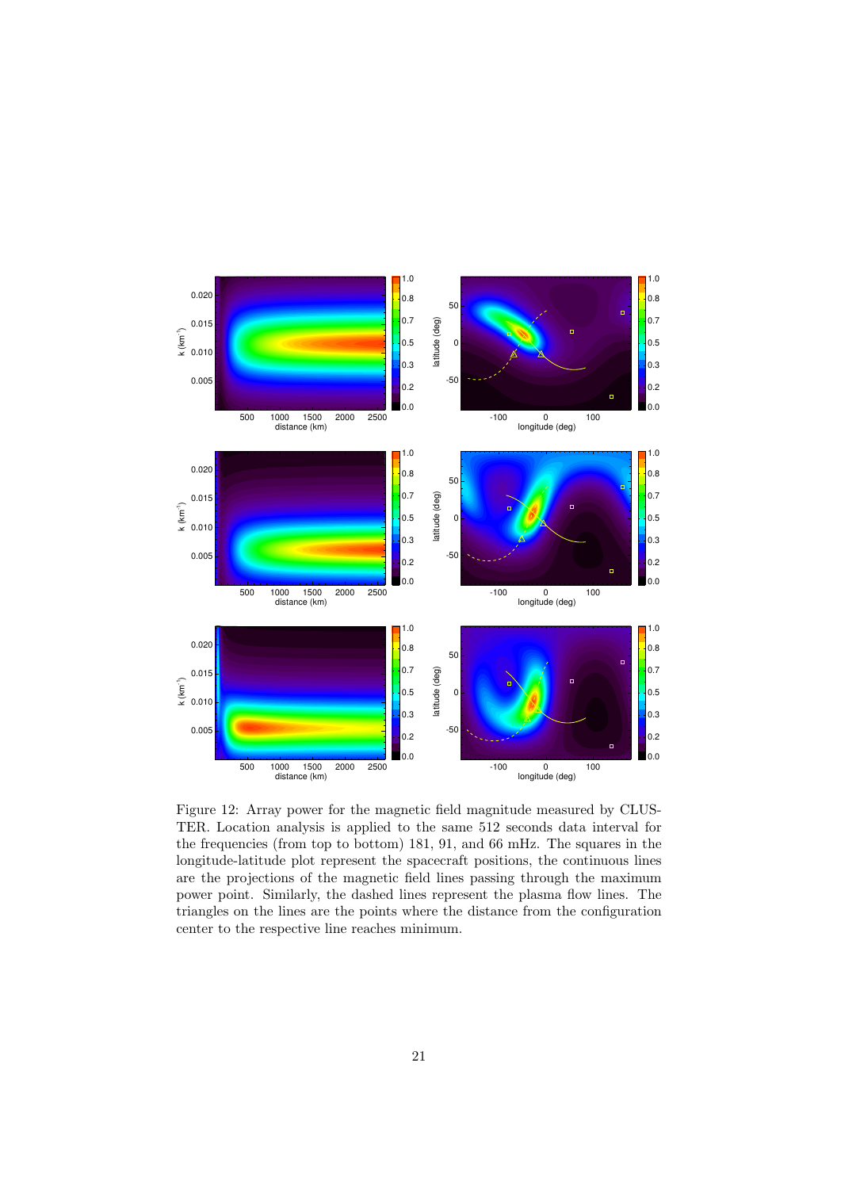Figure 12: Array power for the magnetic field magnitude measured by CLUSTER. Location analysis is applied to the same 512 seconds data interval for the frequencies (from top to bottom) 181, 91, and 66 mHz. The squares in the longitude-latitude plot represent the spacecraft positions, the continuous lines are the projections of the magnetic field lines passing through the maximum power point. Similarly, the dashed lines represent the plasma flow lines. The triangles on the lines are the points where the distance from the configuration center to the respective line reaches minimum.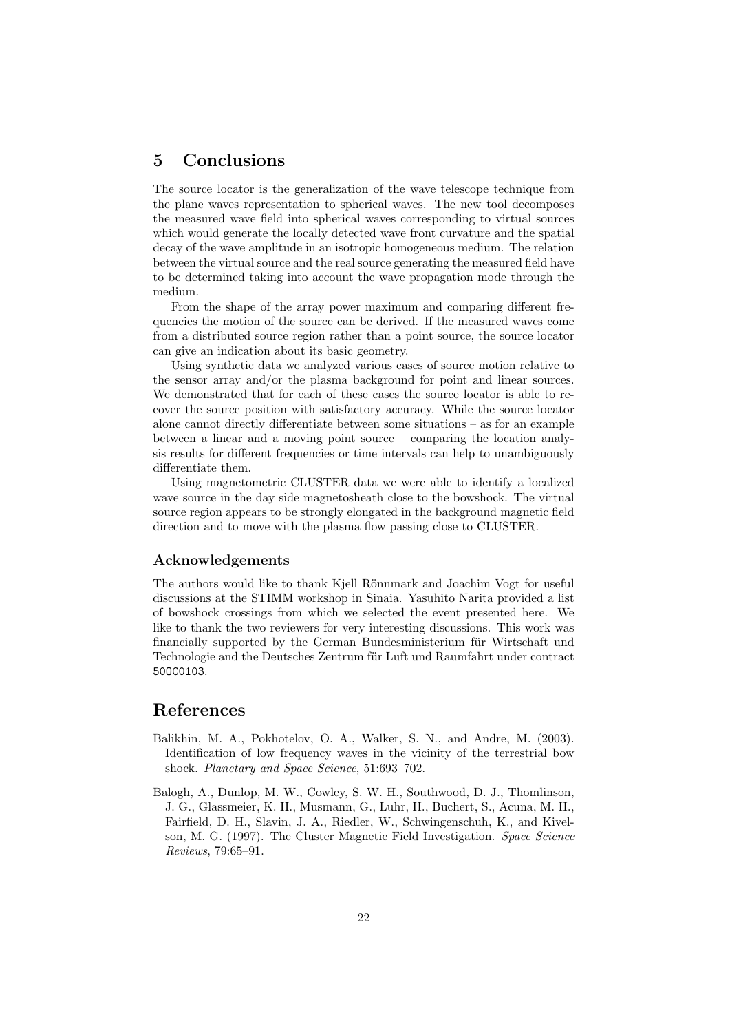## 5 Conclusions

The source locator is the generalization of the wave telescope technique from the plane waves representation to spherical waves. The new tool decomposes the measured wave field into spherical waves corresponding to virtual sources which would generate the locally detected wave front curvature and the spatial decay of the wave amplitude in an isotropic homogeneous medium. The relation between the virtual source and the real source generating the measured field have to be determined taking into account the wave propagation mode through the medium.

From the shape of the array power maximum and comparing different frequencies the motion of the source can be derived. If the measured waves come from a distributed source region rather than a point source, the source locator can give an indication about its basic geometry.

Using synthetic data we analyzed various cases of source motion relative to the sensor array and/or the plasma background for point and linear sources. We demonstrated that for each of these cases the source locator is able to recover the source position with satisfactory accuracy. While the source locator alone cannot directly differentiate between some situations – as for an example between a linear and a moving point source – comparing the location analysis results for different frequencies or time intervals can help to unambiguously differentiate them.

Using magnetometric CLUSTER data we were able to identify a localized wave source in the day side magnetosheath close to the bowshock. The virtual source region appears to be strongly elongated in the background magnetic field direction and to move with the plasma flow passing close to CLUSTER.

### Acknowledgements

The authors would like to thank Kjell Rönnmark and Joachim Vogt for useful discussions at the STIMM workshop in Sinaia. Yasuhito Narita provided a list of bowshock crossings from which we selected the event presented here. We like to thank the two reviewers for very interesting discussions. This work was financially supported by the German Bundesministerium für Wirtschaft und Technologie and the Deutsches Zentrum für Luft und Raumfahrt under contract 50OC0103.

## References

Balikhin, M. A., Pokhotelov, O. A., Walker, S. N., and Andre, M. (2003). Identification of low frequency waves in the vicinity of the terrestrial bow shock. *Planetary and Space Science*, 51:693–702.

Balogh, A., Dunlop, M. W., Cowley, S. W. H., Southwood, D. J., Thomlinson, J. G., Glassmeier, K. H., Musmann, G., Luhr, H., Buchert, S., Acuna, M. H., Fairfield, D. H., Slavin, J. A., Riedler, W., Schwingenschuh, K., and Kivelson, M. G. (1997). The Cluster Magnetic Field Investigation. *Space Science Reviews*, 79:65–91.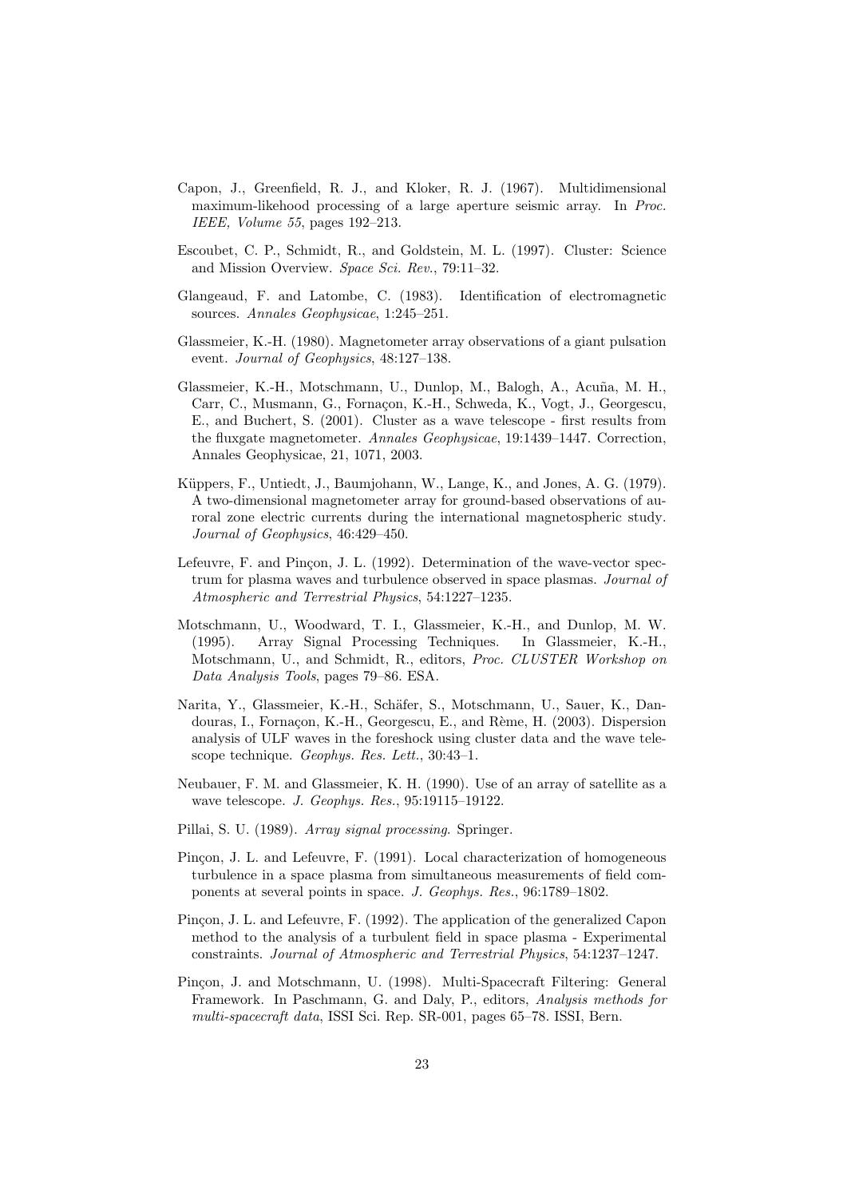Capon, J., Greenfield, R. J., and Kloker, R. J. (1967). Multidimensional maximum-likehood processing of a large aperture seismic array. In *Proc. IEEE, Volume 55*, pages 192–213.

Escoubet, C. P., Schmidt, R., and Goldstein, M. L. (1997). Cluster: Science and Mission Overview. *Space Sci. Rev.*, 79:11–32.

Glangeaud, F. and Latombe, C. (1983). Identification of electromagnetic sources. *Annales Geophysicae*, 1:245–251.

Glassmeier, K.-H. (1980). Magnetometer array observations of a giant pulsation event. *Journal of Geophysics*, 48:127–138.

Glassmeier, K.-H., Motschmann, U., Dunlop, M., Balogh, A., Acuña, M. H., Carr, C., Musmann, G., Fornaçon, K.-H., Schweda, K., Vogt, J., Georgescu, E., and Buchert, S. (2001). Cluster as a wave telescope - first results from the fluxgate magnetometer. *Annales Geophysicae*, 19:1439–1447. Correction, Annales Geophysicae, 21, 1071, 2003.

Küppers, F., Untiedt, J., Baumjohann, W., Lange, K., and Jones, A. G. (1979). A two-dimensional magnetometer array for ground-based observations of auroral zone electric currents during the international magnetospheric study. *Journal of Geophysics*, 46:429–450.

Lefeuvre, F. and Pinçon, J. L. (1992). Determination of the wave-vector spectrum for plasma waves and turbulence observed in space plasmas. *Journal of Atmospheric and Terrestrial Physics*, 54:1227–1235.

Motschmann, U., Woodward, T. I., Glassmeier, K.-H., and Dunlop, M. W. (1995). Array Signal Processing Techniques. In Glassmeier, K.-H., Motschmann, U., and Schmidt, R., editors, *Proc. CLUSTER Workshop on Data Analysis Tools*, pages 79–86. ESA.

Narita, Y., Glassmeier, K.-H., Schäfer, S., Motschmann, U., Sauer, K., Dandouras, I., Fornaçon, K.-H., Georgescu, E., and Rème, H. (2003). Dispersion analysis of ULF waves in the foreshock using cluster data and the wave telescope technique. *Geophys. Res. Lett.*, 30:43–1.

Neubauer, F. M. and Glassmeier, K. H. (1990). Use of an array of satellite as a wave telescope. *J. Geophys. Res.*, 95:19115–19122.

Pillai, S. U. (1989). *Array signal processing*. Springer.

Pinçon, J. L. and Lefeuvre, F. (1991). Local characterization of homogeneous turbulence in a space plasma from simultaneous measurements of field components at several points in space. *J. Geophys. Res.*, 96:1789–1802.

Pinçon, J. L. and Lefeuvre, F. (1992). The application of the generalized Capon method to the analysis of a turbulent field in space plasma - Experimental constraints. *Journal of Atmospheric and Terrestrial Physics*, 54:1237–1247.

Pinçon, J. and Motschmann, U. (1998). Multi-Spacecraft Filtering: General Framework. In Paschmann, G. and Daly, P., editors, *Analysis methods for multi-spacecraft data*, ISSI Sci. Rep. SR-001, pages 65–78. ISSI, Bern.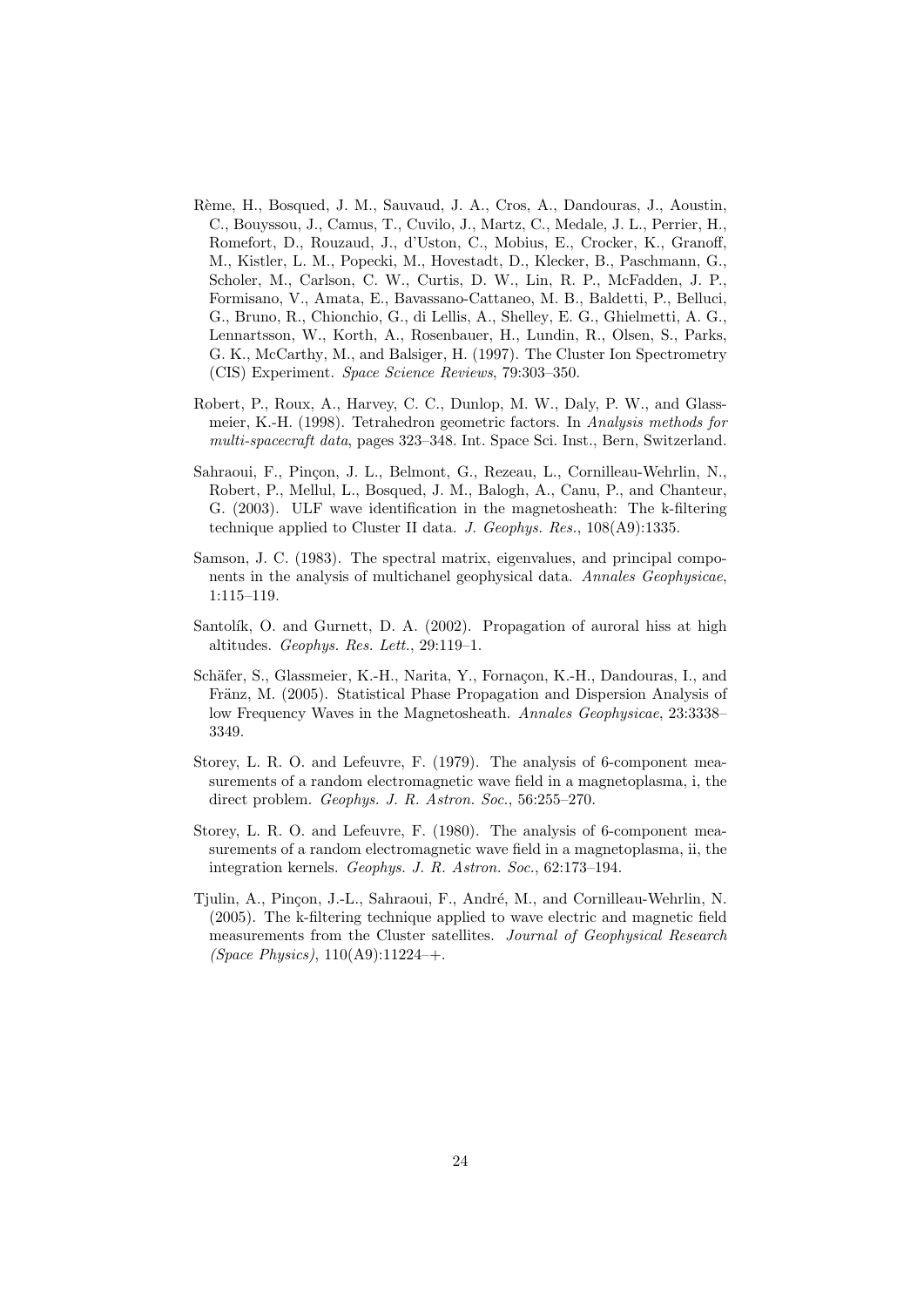Rème, H., Bosqued, J. M., Sauvaud, J. A., Cros, A., Dandouras, J., Aoustin, C., Bouyssou, J., Camus, T., Cuvilo, J., Martz, C., Medale, J. L., Perrier, H., Romefort, D., Rouzaud, J., d'Uston, C., Mobius, E., Crocker, K., Granoff, M., Kistler, L. M., Popecki, M., Hovestadt, D., Klecker, B., Paschmann, G., Scholer, M., Carlson, C. W., Curtis, D. W., Lin, R. P., McFadden, J. P., Formisano, V., Amata, E., Bavassano-Cattaneo, M. B., Baldetti, P., Belluci, G., Bruno, R., Chionchio, G., di Lellis, A., Shelley, E. G., Ghielmetti, A. G., Lennartsson, W., Korth, A., Rosenbauer, H., Lundin, R., Olsen, S., Parks, G. K., McCarthy, M., and Balsiger, H. (1997). The Cluster Ion Spectrometry (CIS) Experiment. *Space Science Reviews*, 79:303–350.

Robert, P., Roux, A., Harvey, C. C., Dunlop, M. W., Daly, P. W., and Glassmeier, K.-H. (1998). Tetrahedron geometric factors. In *Analysis methods for multi-spacecraft data*, pages 323–348. Int. Space Sci. Inst., Bern, Switzerland.

Sahraoui, F., Pinçon, J. L., Belmont, G., Rezeau, L., Cornilleau-Wehrlin, N., Robert, P., Mellul, L., Bosqued, J. M., Balogh, A., Canu, P., and Chanteur, G. (2003). ULF wave identification in the magnetosheath: The k-filtering technique applied to Cluster II data. *J. Geophys. Res.*, 108(A9):1335.

Samson, J. C. (1983). The spectral matrix, eigenvalues, and principal components in the analysis of multichanel geophysical data. *Annales Geophysicae*, 1:115–119.

Santolík, O. and Gurnett, D. A. (2002). Propagation of auroral hiss at high altitudes. *Geophys. Res. Lett.*, 29:119–1.

Schäfer, S., Glassmeier, K.-H., Narita, Y., Fornaçon, K.-H., Dandouras, I., and Fränz, M. (2005). Statistical Phase Propagation and Dispersion Analysis of low Frequency Waves in the Magnetosheath. *Annales Geophysicae*, 23:3338–3349.

Storey, L. R. O. and Lefeuvre, F. (1979). The analysis of 6-component measurements of a random electromagnetic wave field in a magnetoplasma, i, the direct problem. *Geophys. J. R. Astron. Soc.*, 56:255–270.

Storey, L. R. O. and Lefeuvre, F. (1980). The analysis of 6-component measurements of a random electromagnetic wave field in a magnetoplasma, ii, the integration kernels. *Geophys. J. R. Astron. Soc.*, 62:173–194.

Tjulin, A., Pinçon, J.-L., Sahraoui, F., André, M., and Cornilleau-Wehrlin, N. (2005). The k-filtering technique applied to wave electric and magnetic field measurements from the Cluster satellites. *Journal of Geophysical Research (Space Physics)*, 110(A9):11224–+.